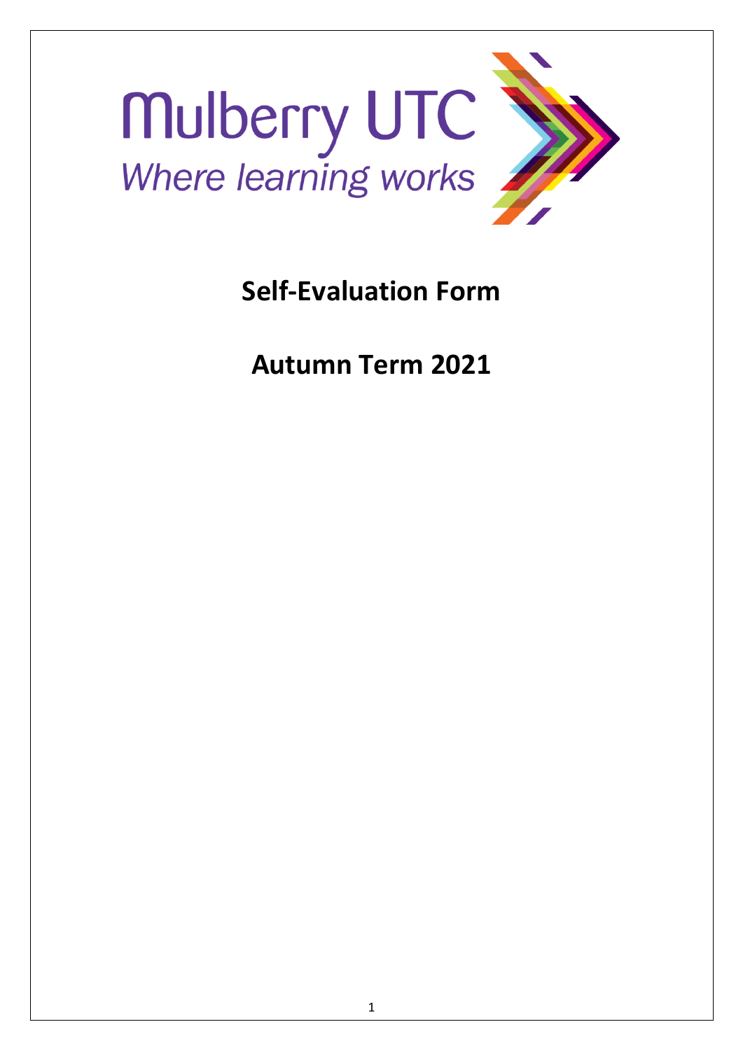Mulberry UTC

*Where learning works*

# Self-Evaluation Form

# Autumn Term 2021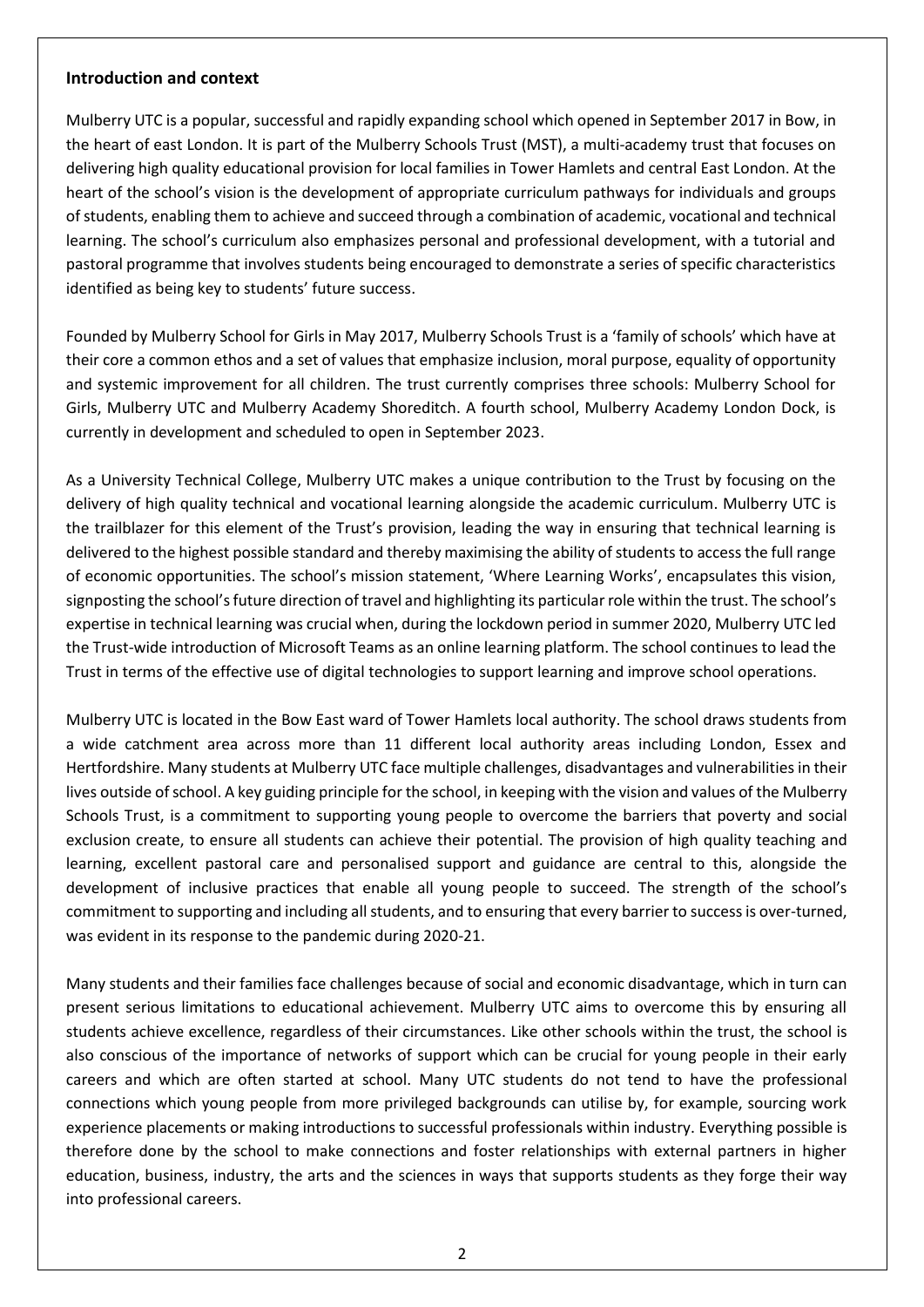## Introduction and context

Mulberry UTC is a popular, successful and rapidly expanding school which opened in September 2017 in Bow, in the heart of east London. It is part of the Mulberry Schools Trust (MST), a multi-academy trust that focuses on delivering high quality educational provision for local families in Tower Hamlets and central East London. At the heart of the school's vision is the development of appropriate curriculum pathways for individuals and groups of students, enabling them to achieve and succeed through a combination of academic, vocational and technical learning. The school's curriculum also emphasizes personal and professional development, with a tutorial and pastoral programme that involves students being encouraged to demonstrate a series of specific characteristics identified as being key to students' future success.

Founded by Mulberry School for Girls in May 2017, Mulberry Schools Trust is a 'family of schools' which have at their core a common ethos and a set of values that emphasize inclusion, moral purpose, equality of opportunity and systemic improvement for all children. The trust currently comprises three schools: Mulberry School for Girls, Mulberry UTC and Mulberry Academy Shoreditch. A fourth school, Mulberry Academy London Dock, is currently in development and scheduled to open in September 2023.

As a University Technical College, Mulberry UTC makes a unique contribution to the Trust by focusing on the delivery of high quality technical and vocational learning alongside the academic curriculum. Mulberry UTC is the trailblazer for this element of the Trust's provision, leading the way in ensuring that technical learning is delivered to the highest possible standard and thereby maximising the ability of students to access the full range of economic opportunities. The school's mission statement, 'Where Learning Works', encapsulates this vision, signposting the school's future direction of travel and highlighting its particular role within the trust. The school's expertise in technical learning was crucial when, during the lockdown period in summer 2020, Mulberry UTC led the Trust-wide introduction of Microsoft Teams as an online learning platform. The school continues to lead the Trust in terms of the effective use of digital technologies to support learning and improve school operations.

Mulberry UTC is located in the Bow East ward of Tower Hamlets local authority. The school draws students from a wide catchment area across more than 11 different local authority areas including London, Essex and Hertfordshire. Many students at Mulberry UTC face multiple challenges, disadvantages and vulnerabilities in their lives outside of school. A key guiding principle for the school, in keeping with the vision and values of the Mulberry Schools Trust, is a commitment to supporting young people to overcome the barriers that poverty and social exclusion create, to ensure all students can achieve their potential. The provision of high quality teaching and learning, excellent pastoral care and personalised support and guidance are central to this, alongside the development of inclusive practices that enable all young people to succeed. The strength of the school's commitment to supporting and including all students, and to ensuring that every barrier to success is over-turned, was evident in its response to the pandemic during 2020-21.

Many students and their families face challenges because of social and economic disadvantage, which in turn can present serious limitations to educational achievement. Mulberry UTC aims to overcome this by ensuring all students achieve excellence, regardless of their circumstances. Like other schools within the trust, the school is also conscious of the importance of networks of support which can be crucial for young people in their early careers and which are often started at school. Many UTC students do not tend to have the professional connections which young people from more privileged backgrounds can utilise by, for example, sourcing work experience placements or making introductions to successful professionals within industry. Everything possible is therefore done by the school to make connections and foster relationships with external partners in higher education, business, industry, the arts and the sciences in ways that supports students as they forge their way into professional careers.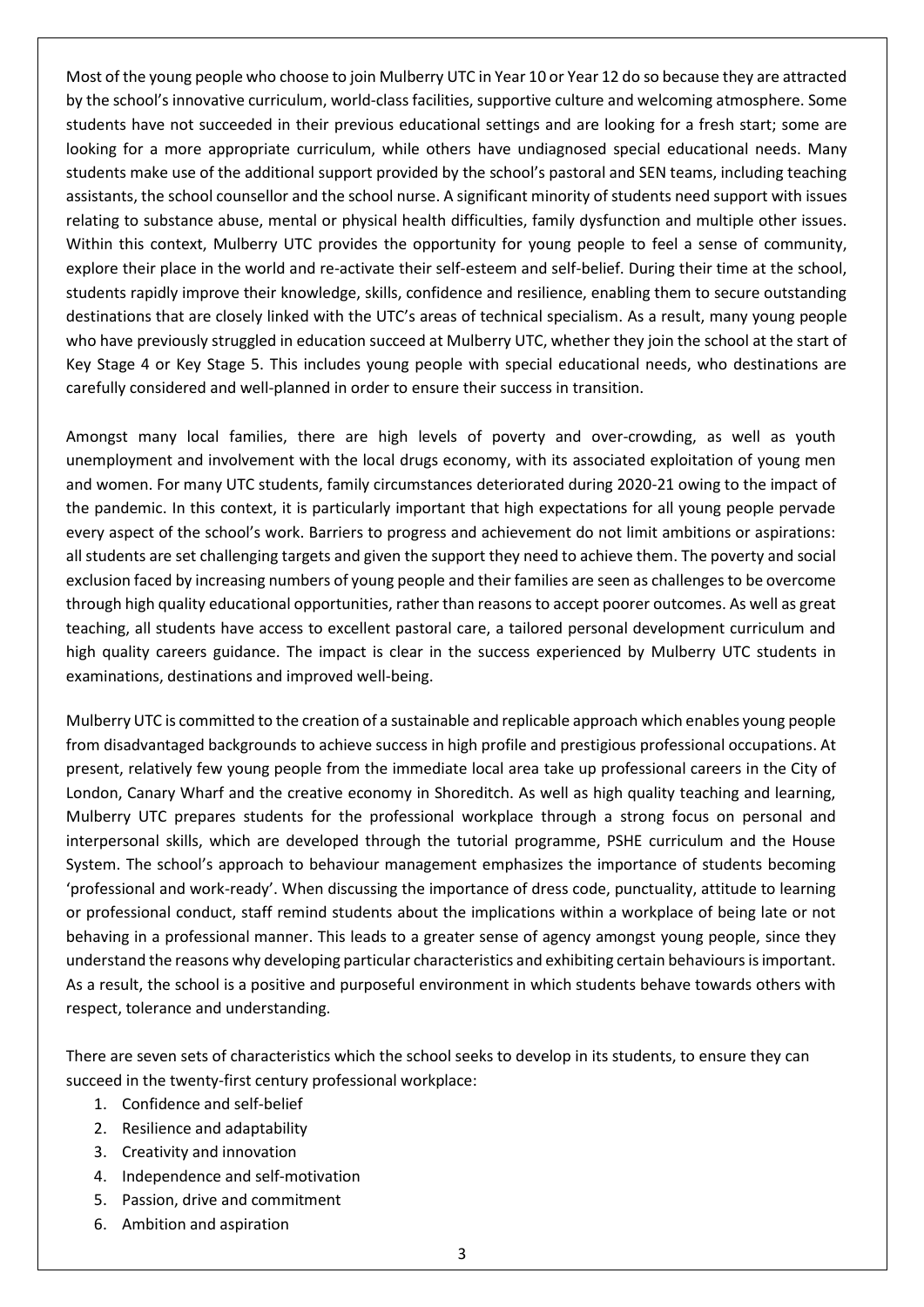Most of the young people who choose to join Mulberry UTC in Year 10 or Year 12 do so because they are attracted by the school's innovative curriculum, world-class facilities, supportive culture and welcoming atmosphere. Some students have not succeeded in their previous educational settings and are looking for a fresh start; some are looking for a more appropriate curriculum, while others have undiagnosed special educational needs. Many students make use of the additional support provided by the school's pastoral and SEN teams, including teaching assistants, the school counsellor and the school nurse. A significant minority of students need support with issues relating to substance abuse, mental or physical health difficulties, family dysfunction and multiple other issues. Within this context, Mulberry UTC provides the opportunity for young people to feel a sense of community, explore their place in the world and re-activate their self-esteem and self-belief. During their time at the school, students rapidly improve their knowledge, skills, confidence and resilience, enabling them to secure outstanding destinations that are closely linked with the UTC's areas of technical specialism. As a result, many young people who have previously struggled in education succeed at Mulberry UTC, whether they join the school at the start of Key Stage 4 or Key Stage 5. This includes young people with special educational needs, who destinations are carefully considered and well-planned in order to ensure their success in transition.

Amongst many local families, there are high levels of poverty and over-crowding, as well as youth unemployment and involvement with the local drugs economy, with its associated exploitation of young men and women. For many UTC students, family circumstances deteriorated during 2020-21 owing to the impact of the pandemic. In this context, it is particularly important that high expectations for all young people pervade every aspect of the school's work. Barriers to progress and achievement do not limit ambitions or aspirations: all students are set challenging targets and given the support they need to achieve them. The poverty and social exclusion faced by increasing numbers of young people and their families are seen as challenges to be overcome through high quality educational opportunities, rather than reasons to accept poorer outcomes. As well as great teaching, all students have access to excellent pastoral care, a tailored personal development curriculum and high quality careers guidance. The impact is clear in the success experienced by Mulberry UTC students in examinations, destinations and improved well-being.

Mulberry UTC is committed to the creation of a sustainable and replicable approach which enables young people from disadvantaged backgrounds to achieve success in high profile and prestigious professional occupations. At present, relatively few young people from the immediate local area take up professional careers in the City of London, Canary Wharf and the creative economy in Shoreditch. As well as high quality teaching and learning, Mulberry UTC prepares students for the professional workplace through a strong focus on personal and interpersonal skills, which are developed through the tutorial programme, PSHE curriculum and the House System. The school's approach to behaviour management emphasizes the importance of students becoming 'professional and work-ready'. When discussing the importance of dress code, punctuality, attitude to learning or professional conduct, staff remind students about the implications within a workplace of being late or not behaving in a professional manner. This leads to a greater sense of agency amongst young people, since they understand the reasons why developing particular characteristics and exhibiting certain behaviours is important. As a result, the school is a positive and purposeful environment in which students behave towards others with respect, tolerance and understanding.

There are seven sets of characteristics which the school seeks to develop in its students, to ensure they can succeed in the twenty-first century professional workplace:

1. Confidence and self-belief
2. Resilience and adaptability
3. Creativity and innovation
4. Independence and self-motivation
5. Passion, drive and commitment
6. Ambition and aspiration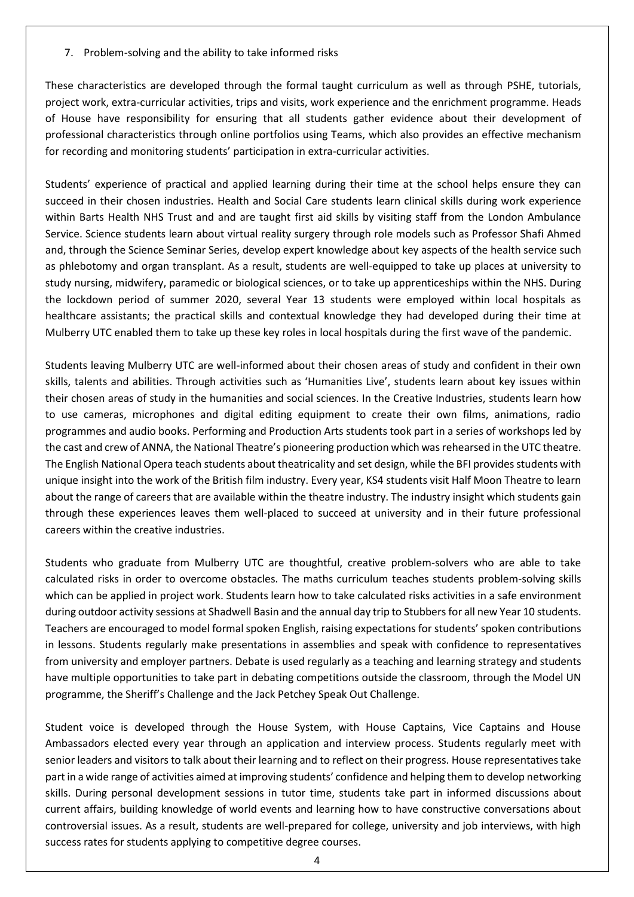7. Problem-solving and the ability to take informed risks

These characteristics are developed through the formal taught curriculum as well as through PSHE, tutorials, project work, extra-curricular activities, trips and visits, work experience and the enrichment programme. Heads of House have responsibility for ensuring that all students gather evidence about their development of professional characteristics through online portfolios using Teams, which also provides an effective mechanism for recording and monitoring students' participation in extra-curricular activities.

Students' experience of practical and applied learning during their time at the school helps ensure they can succeed in their chosen industries. Health and Social Care students learn clinical skills during work experience within Barts Health NHS Trust and and are taught first aid skills by visiting staff from the London Ambulance Service. Science students learn about virtual reality surgery through role models such as Professor Shafi Ahmed and, through the Science Seminar Series, develop expert knowledge about key aspects of the health service such as phlebotomy and organ transplant. As a result, students are well-equipped to take up places at university to study nursing, midwifery, paramedic or biological sciences, or to take up apprenticeships within the NHS. During the lockdown period of summer 2020, several Year 13 students were employed within local hospitals as healthcare assistants; the practical skills and contextual knowledge they had developed during their time at Mulberry UTC enabled them to take up these key roles in local hospitals during the first wave of the pandemic.

Students leaving Mulberry UTC are well-informed about their chosen areas of study and confident in their own skills, talents and abilities. Through activities such as 'Humanities Live', students learn about key issues within their chosen areas of study in the humanities and social sciences. In the Creative Industries, students learn how to use cameras, microphones and digital editing equipment to create their own films, animations, radio programmes and audio books. Performing and Production Arts students took part in a series of workshops led by the cast and crew of ANNA, the National Theatre's pioneering production which was rehearsed in the UTC theatre. The English National Opera teach students about theatricality and set design, while the BFI provides students with unique insight into the work of the British film industry. Every year, KS4 students visit Half Moon Theatre to learn about the range of careers that are available within the theatre industry. The industry insight which students gain through these experiences leaves them well-placed to succeed at university and in their future professional careers within the creative industries.

Students who graduate from Mulberry UTC are thoughtful, creative problem-solvers who are able to take calculated risks in order to overcome obstacles. The maths curriculum teaches students problem-solving skills which can be applied in project work. Students learn how to take calculated risks activities in a safe environment during outdoor activity sessions at Shadwell Basin and the annual day trip to Stubbers for all new Year 10 students. Teachers are encouraged to model formal spoken English, raising expectations for students' spoken contributions in lessons. Students regularly make presentations in assemblies and speak with confidence to representatives from university and employer partners. Debate is used regularly as a teaching and learning strategy and students have multiple opportunities to take part in debating competitions outside the classroom, through the Model UN programme, the Sheriff's Challenge and the Jack Petchey Speak Out Challenge.

Student voice is developed through the House System, with House Captains, Vice Captains and House Ambassadors elected every year through an application and interview process. Students regularly meet with senior leaders and visitors to talk about their learning and to reflect on their progress. House representatives take part in a wide range of activities aimed at improving students' confidence and helping them to develop networking skills. During personal development sessions in tutor time, students take part in informed discussions about current affairs, building knowledge of world events and learning how to have constructive conversations about controversial issues. As a result, students are well-prepared for college, university and job interviews, with high success rates for students applying to competitive degree courses.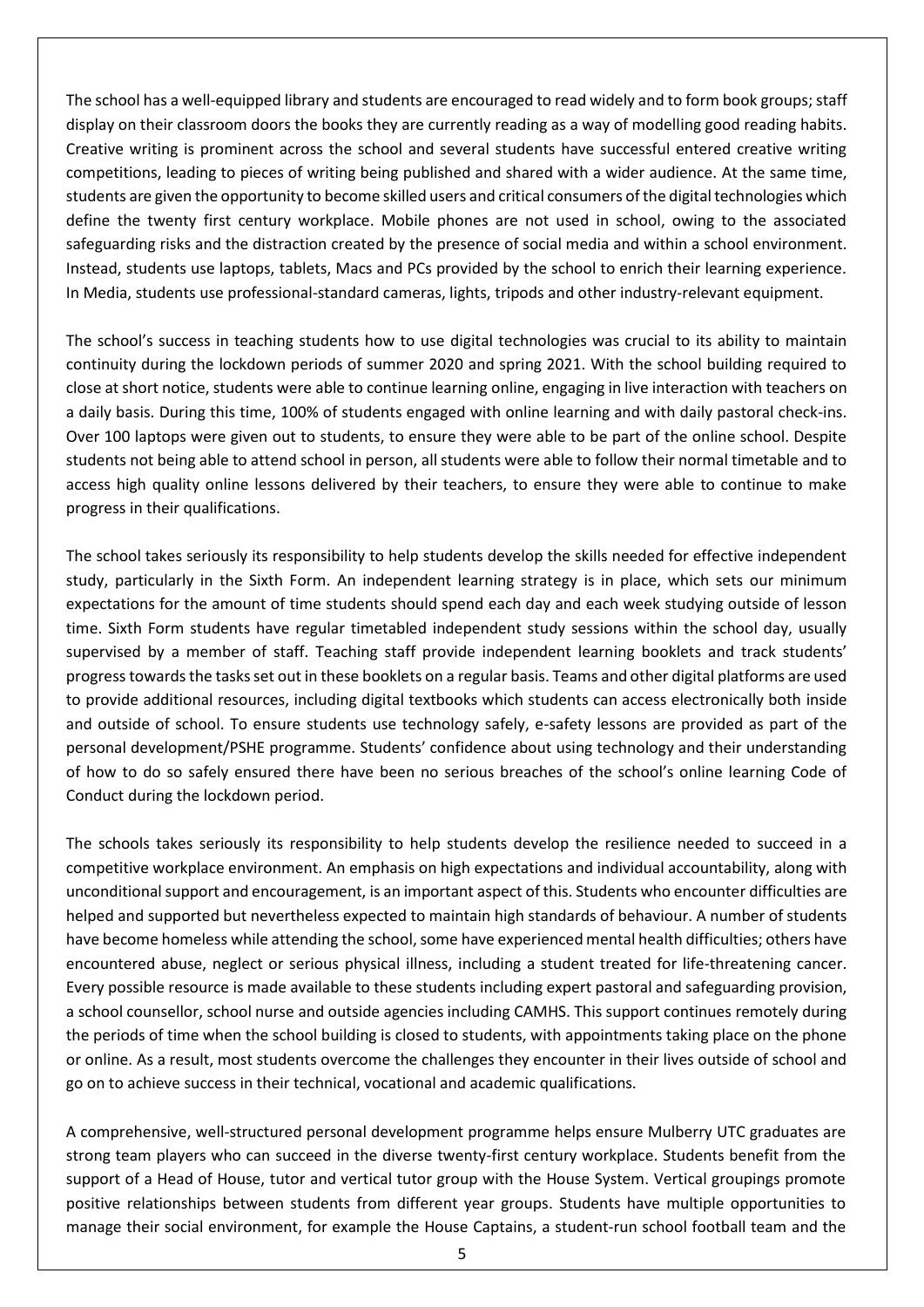The school has a well-equipped library and students are encouraged to read widely and to form book groups; staff display on their classroom doors the books they are currently reading as a way of modelling good reading habits. Creative writing is prominent across the school and several students have successful entered creative writing competitions, leading to pieces of writing being published and shared with a wider audience. At the same time, students are given the opportunity to become skilled users and critical consumers of the digital technologies which define the twenty first century workplace. Mobile phones are not used in school, owing to the associated safeguarding risks and the distraction created by the presence of social media and within a school environment. Instead, students use laptops, tablets, Macs and PCs provided by the school to enrich their learning experience. In Media, students use professional-standard cameras, lights, tripods and other industry-relevant equipment.

The school's success in teaching students how to use digital technologies was crucial to its ability to maintain continuity during the lockdown periods of summer 2020 and spring 2021. With the school building required to close at short notice, students were able to continue learning online, engaging in live interaction with teachers on a daily basis. During this time, 100% of students engaged with online learning and with daily pastoral check-ins. Over 100 laptops were given out to students, to ensure they were able to be part of the online school. Despite students not being able to attend school in person, all students were able to follow their normal timetable and to access high quality online lessons delivered by their teachers, to ensure they were able to continue to make progress in their qualifications.

The school takes seriously its responsibility to help students develop the skills needed for effective independent study, particularly in the Sixth Form. An independent learning strategy is in place, which sets our minimum expectations for the amount of time students should spend each day and each week studying outside of lesson time. Sixth Form students have regular timetabled independent study sessions within the school day, usually supervised by a member of staff. Teaching staff provide independent learning booklets and track students' progress towards the tasks set out in these booklets on a regular basis. Teams and other digital platforms are used to provide additional resources, including digital textbooks which students can access electronically both inside and outside of school. To ensure students use technology safely, e-safety lessons are provided as part of the personal development/PSHE programme. Students' confidence about using technology and their understanding of how to do so safely ensured there have been no serious breaches of the school's online learning Code of Conduct during the lockdown period.

The schools takes seriously its responsibility to help students develop the resilience needed to succeed in a competitive workplace environment. An emphasis on high expectations and individual accountability, along with unconditional support and encouragement, is an important aspect of this. Students who encounter difficulties are helped and supported but nevertheless expected to maintain high standards of behaviour. A number of students have become homeless while attending the school, some have experienced mental health difficulties; others have encountered abuse, neglect or serious physical illness, including a student treated for life-threatening cancer. Every possible resource is made available to these students including expert pastoral and safeguarding provision, a school counsellor, school nurse and outside agencies including CAMHS. This support continues remotely during the periods of time when the school building is closed to students, with appointments taking place on the phone or online. As a result, most students overcome the challenges they encounter in their lives outside of school and go on to achieve success in their technical, vocational and academic qualifications.

A comprehensive, well-structured personal development programme helps ensure Mulberry UTC graduates are strong team players who can succeed in the diverse twenty-first century workplace. Students benefit from the support of a Head of House, tutor and vertical tutor group with the House System. Vertical groupings promote positive relationships between students from different year groups. Students have multiple opportunities to manage their social environment, for example the House Captains, a student-run school football team and the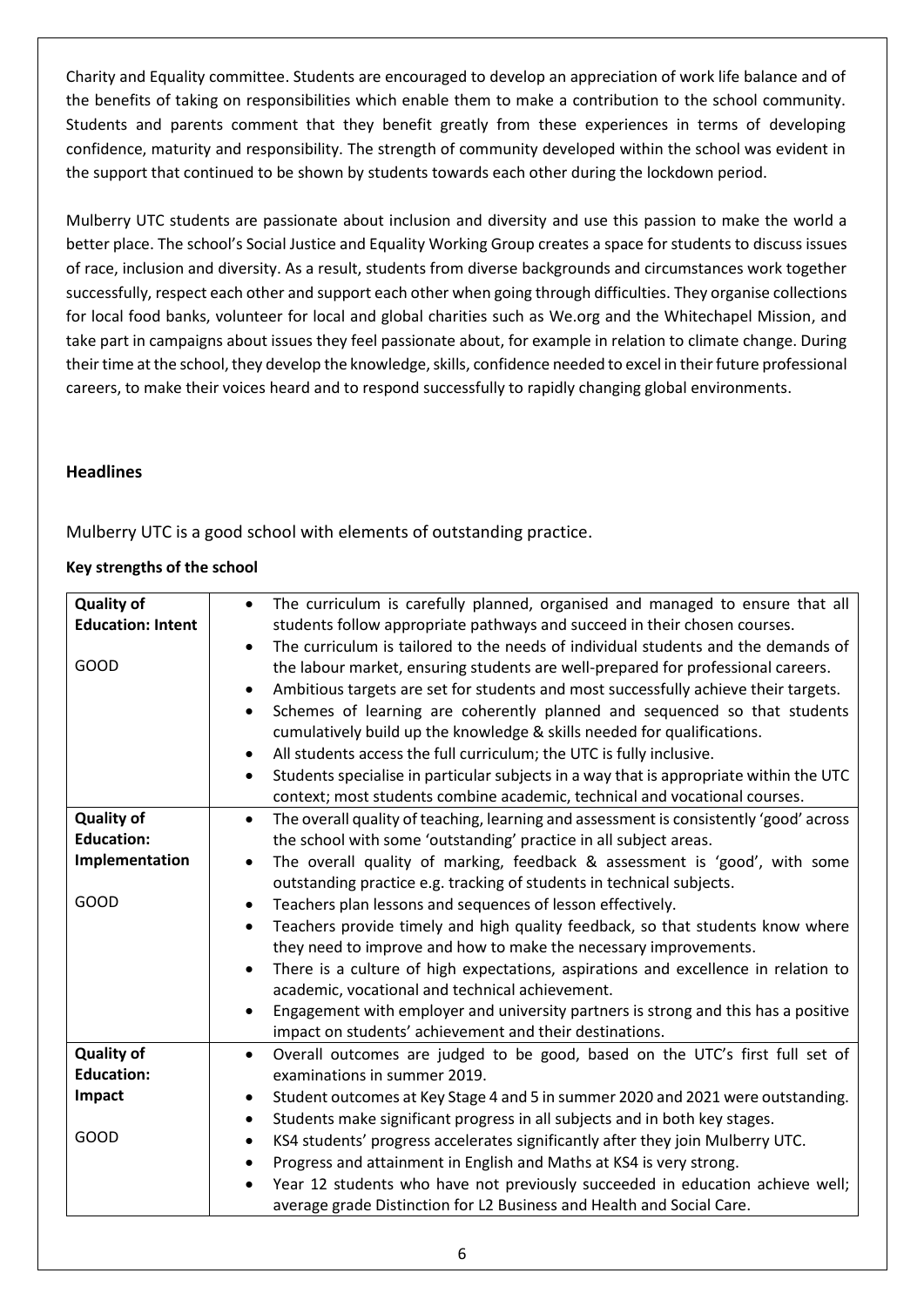Charity and Equality committee. Students are encouraged to develop an appreciation of work life balance and of the benefits of taking on responsibilities which enable them to make a contribution to the school community. Students and parents comment that they benefit greatly from these experiences in terms of developing confidence, maturity and responsibility. The strength of community developed within the school was evident in the support that continued to be shown by students towards each other during the lockdown period.

Mulberry UTC students are passionate about inclusion and diversity and use this passion to make the world a better place. The school's Social Justice and Equality Working Group creates a space for students to discuss issues of race, inclusion and diversity. As a result, students from diverse backgrounds and circumstances work together successfully, respect each other and support each other when going through difficulties. They organise collections for local food banks, volunteer for local and global charities such as We.org and the Whitechapel Mission, and take part in campaigns about issues they feel passionate about, for example in relation to climate change. During their time at the school, they develop the knowledge, skills, confidence needed to excel in their future professional careers, to make their voices heard and to respond successfully to rapidly changing global environments.

## Headlines

Mulberry UTC is a good school with elements of outstanding practice.

**Key strengths of the school**

| | |
|---|---|
| **Quality of Education: Intent**<br><br>GOOD | • The curriculum is carefully planned, organised and managed to ensure that all students follow appropriate pathways and succeed in their chosen courses.<br>• The curriculum is tailored to the needs of individual students and the demands of the labour market, ensuring students are well-prepared for professional careers.<br>• Ambitious targets are set for students and most successfully achieve their targets.<br>• Schemes of learning are coherently planned and sequenced so that students cumulatively build up the knowledge & skills needed for qualifications.<br>• All students access the full curriculum; the UTC is fully inclusive.<br>• Students specialise in particular subjects in a way that is appropriate within the UTC context; most students combine academic, technical and vocational courses. |
| **Quality of Education: Implementation**<br><br>GOOD | • The overall quality of teaching, learning and assessment is consistently 'good' across the school with some 'outstanding' practice in all subject areas.<br>• The overall quality of marking, feedback & assessment is 'good', with some outstanding practice e.g. tracking of students in technical subjects.<br>• Teachers plan lessons and sequences of lesson effectively.<br>• Teachers provide timely and high quality feedback, so that students know where they need to improve and how to make the necessary improvements.<br>• There is a culture of high expectations, aspirations and excellence in relation to academic, vocational and technical achievement.<br>• Engagement with employer and university partners is strong and this has a positive impact on students' achievement and their destinations. |
| **Quality of Education: Impact**<br><br>GOOD | • Overall outcomes are judged to be good, based on the UTC's first full set of examinations in summer 2019.<br>• Student outcomes at Key Stage 4 and 5 in summer 2020 and 2021 were outstanding.<br>• Students make significant progress in all subjects and in both key stages.<br>• KS4 students' progress accelerates significantly after they join Mulberry UTC.<br>• Progress and attainment in English and Maths at KS4 is very strong.<br>• Year 12 students who have not previously succeeded in education achieve well; average grade Distinction for L2 Business and Health and Social Care. |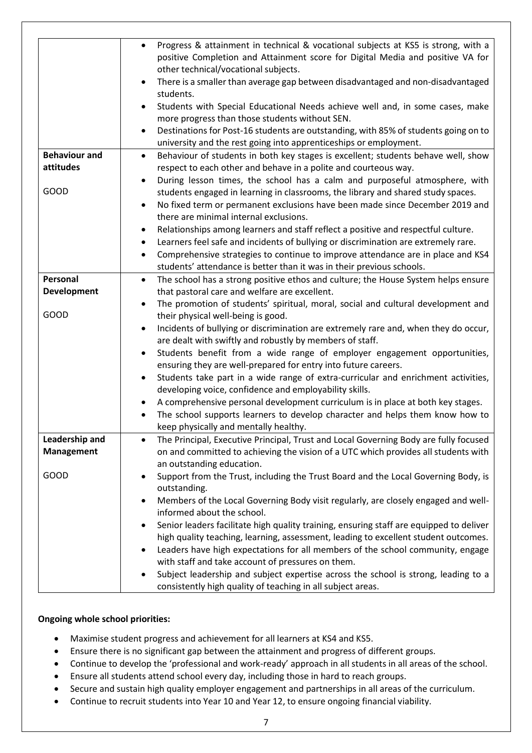| | |
|---|---|
| | • Progress & attainment in technical & vocational subjects at KS5 is strong, with a positive Completion and Attainment score for Digital Media and positive VA for other technical/vocational subjects.<br>• There is a smaller than average gap between disadvantaged and non-disadvantaged students.<br>• Students with Special Educational Needs achieve well and, in some cases, make more progress than those students without SEN.<br>• Destinations for Post-16 students are outstanding, with 85% of students going on to university and the rest going into apprenticeships or employment. |
| **Behaviour and attitudes**<br><br>GOOD | • Behaviour of students in both key stages is excellent; students behave well, show respect to each other and behave in a polite and courteous way.<br>• During lesson times, the school has a calm and purposeful atmosphere, with students engaged in learning in classrooms, the library and shared study spaces.<br>• No fixed term or permanent exclusions have been made since December 2019 and there are minimal internal exclusions.<br>• Relationships among learners and staff reflect a positive and respectful culture.<br>• Learners feel safe and incidents of bullying or discrimination are extremely rare.<br>• Comprehensive strategies to continue to improve attendance are in place and KS4 students' attendance is better than it was in their previous schools. |
| **Personal Development**<br><br>GOOD | • The school has a strong positive ethos and culture; the House System helps ensure that pastoral care and welfare are excellent.<br>• The promotion of students' spiritual, moral, social and cultural development and their physical well-being is good.<br>• Incidents of bullying or discrimination are extremely rare and, when they do occur, are dealt with swiftly and robustly by members of staff.<br>• Students benefit from a wide range of employer engagement opportunities, ensuring they are well-prepared for entry into future careers.<br>• Students take part in a wide range of extra-curricular and enrichment activities, developing voice, confidence and employability skills.<br>• A comprehensive personal development curriculum is in place at both key stages.<br>• The school supports learners to develop character and helps them know how to keep physically and mentally healthy. |
| **Leadership and Management**<br><br>GOOD | • The Principal, Executive Principal, Trust and Local Governing Body are fully focused on and committed to achieving the vision of a UTC which provides all students with an outstanding education.<br>• Support from the Trust, including the Trust Board and the Local Governing Body, is outstanding.<br>• Members of the Local Governing Body visit regularly, are closely engaged and well-informed about the school.<br>• Senior leaders facilitate high quality training, ensuring staff are equipped to deliver high quality teaching, learning, assessment, leading to excellent student outcomes.<br>• Leaders have high expectations for all members of the school community, engage with staff and take account of pressures on them.<br>• Subject leadership and subject expertise across the school is strong, leading to a consistently high quality of teaching in all subject areas. |

**Ongoing whole school priorities:**

- Maximise student progress and achievement for all learners at KS4 and KS5.
- Ensure there is no significant gap between the attainment and progress of different groups.
- Continue to develop the 'professional and work-ready' approach in all students in all areas of the school.
- Ensure all students attend school every day, including those in hard to reach groups.
- Secure and sustain high quality employer engagement and partnerships in all areas of the curriculum.
- Continue to recruit students into Year 10 and Year 12, to ensure ongoing financial viability.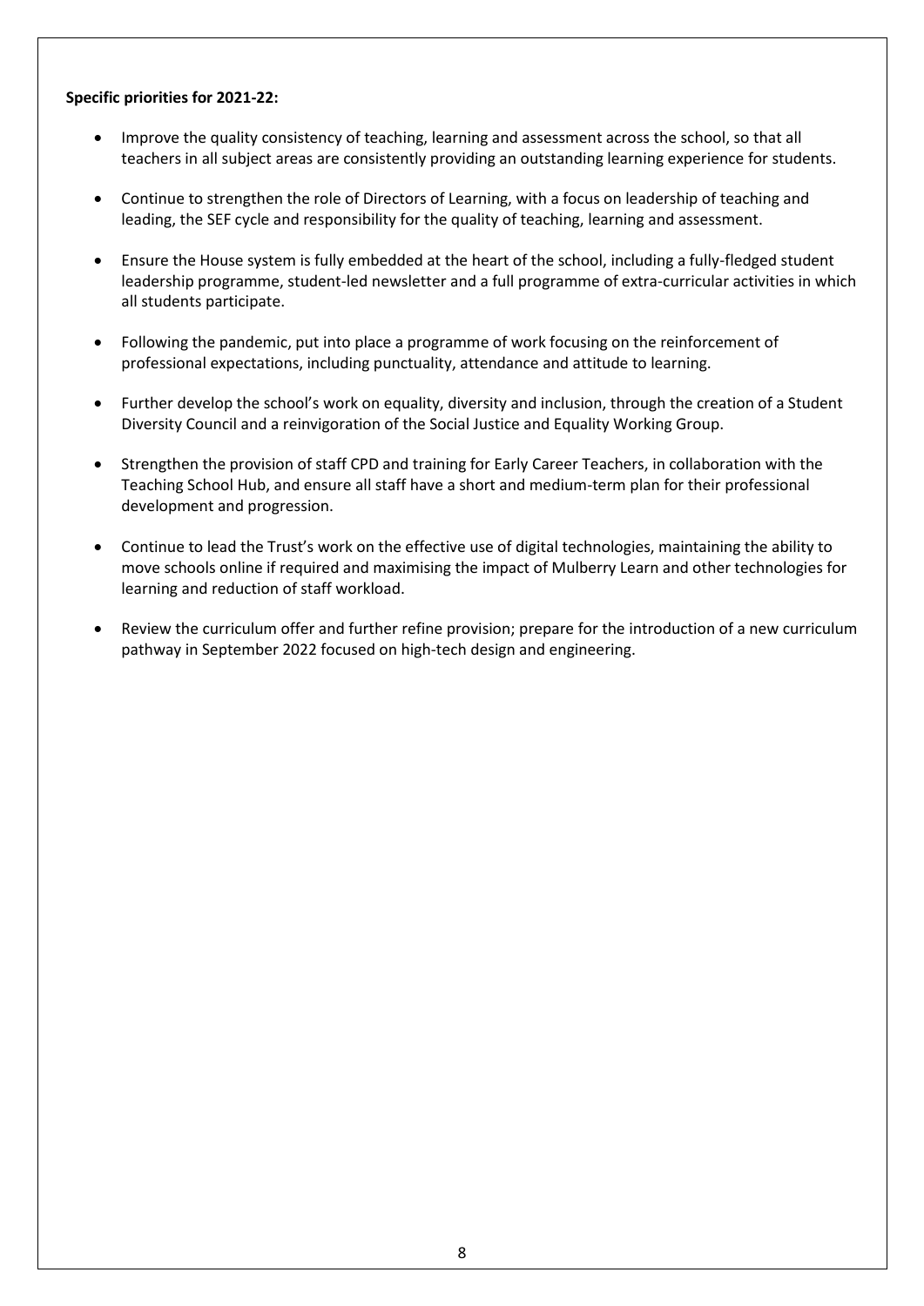**Specific priorities for 2021-22:**

- Improve the quality consistency of teaching, learning and assessment across the school, so that all teachers in all subject areas are consistently providing an outstanding learning experience for students.
- Continue to strengthen the role of Directors of Learning, with a focus on leadership of teaching and leading, the SEF cycle and responsibility for the quality of teaching, learning and assessment.
- Ensure the House system is fully embedded at the heart of the school, including a fully-fledged student leadership programme, student-led newsletter and a full programme of extra-curricular activities in which all students participate.
- Following the pandemic, put into place a programme of work focusing on the reinforcement of professional expectations, including punctuality, attendance and attitude to learning.
- Further develop the school's work on equality, diversity and inclusion, through the creation of a Student Diversity Council and a reinvigoration of the Social Justice and Equality Working Group.
- Strengthen the provision of staff CPD and training for Early Career Teachers, in collaboration with the Teaching School Hub, and ensure all staff have a short and medium-term plan for their professional development and progression.
- Continue to lead the Trust's work on the effective use of digital technologies, maintaining the ability to move schools online if required and maximising the impact of Mulberry Learn and other technologies for learning and reduction of staff workload.
- Review the curriculum offer and further refine provision; prepare for the introduction of a new curriculum pathway in September 2022 focused on high-tech design and engineering.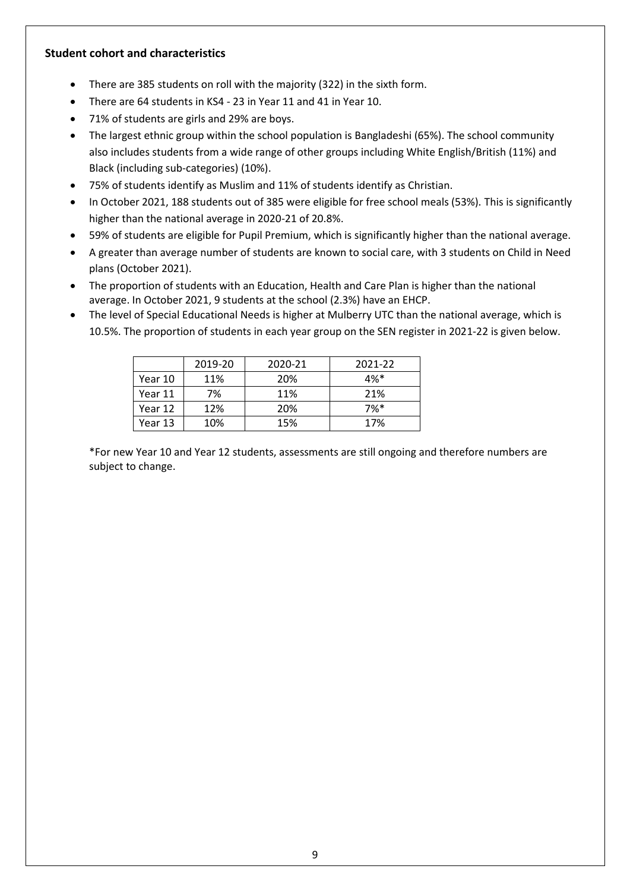### Student cohort and characteristics

- There are 385 students on roll with the majority (322) in the sixth form.
- There are 64 students in KS4 - 23 in Year 11 and 41 in Year 10.
- 71% of students are girls and 29% are boys.
- The largest ethnic group within the school population is Bangladeshi (65%). The school community also includes students from a wide range of other groups including White English/British (11%) and Black (including sub-categories) (10%).
- 75% of students identify as Muslim and 11% of students identify as Christian.
- In October 2021, 188 students out of 385 were eligible for free school meals (53%). This is significantly higher than the national average in 2020-21 of 20.8%.
- 59% of students are eligible for Pupil Premium, which is significantly higher than the national average.
- A greater than average number of students are known to social care, with 3 students on Child in Need plans (October 2021).
- The proportion of students with an Education, Health and Care Plan is higher than the national average. In October 2021, 9 students at the school (2.3%) have an EHCP.
- The level of Special Educational Needs is higher at Mulberry UTC than the national average, which is 10.5%. The proportion of students in each year group on the SEN register in 2021-22 is given below.

| | 2019-20 | 2020-21 | 2021-22 |
|---|---|---|---|
| Year 10 | 11% | 20% | 4%* |
| Year 11 | 7% | 11% | 21% |
| Year 12 | 12% | 20% | 7%* |
| Year 13 | 10% | 15% | 17% |

*For new Year 10 and Year 12 students, assessments are still ongoing and therefore numbers are subject to change.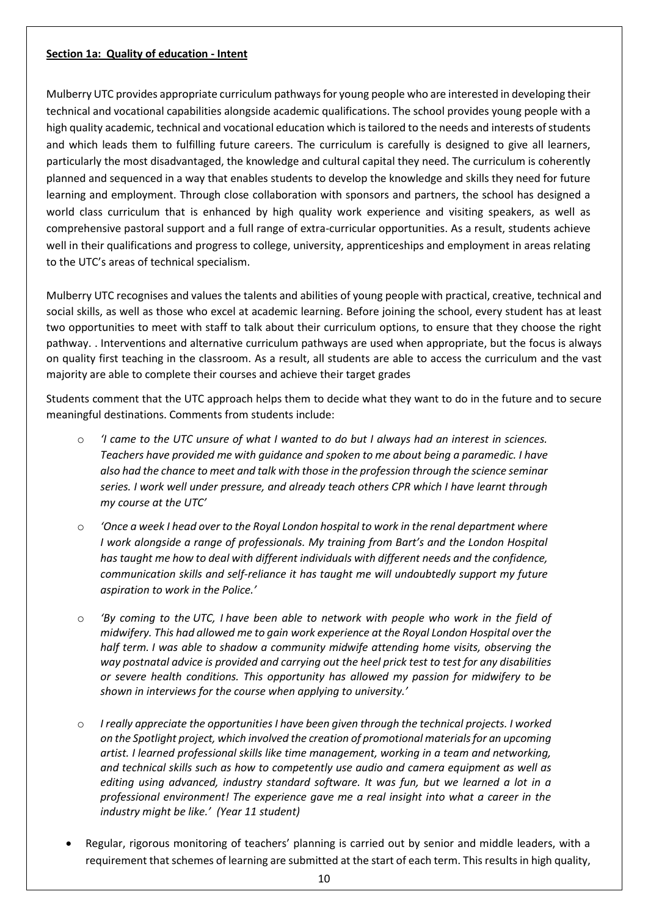**Section 1a: Quality of education - Intent**

Mulberry UTC provides appropriate curriculum pathways for young people who are interested in developing their technical and vocational capabilities alongside academic qualifications. The school provides young people with a high quality academic, technical and vocational education which is tailored to the needs and interests of students and which leads them to fulfilling future careers. The curriculum is carefully is designed to give all learners, particularly the most disadvantaged, the knowledge and cultural capital they need. The curriculum is coherently planned and sequenced in a way that enables students to develop the knowledge and skills they need for future learning and employment. Through close collaboration with sponsors and partners, the school has designed a world class curriculum that is enhanced by high quality work experience and visiting speakers, as well as comprehensive pastoral support and a full range of extra-curricular opportunities. As a result, students achieve well in their qualifications and progress to college, university, apprenticeships and employment in areas relating to the UTC's areas of technical specialism.

Mulberry UTC recognises and values the talents and abilities of young people with practical, creative, technical and social skills, as well as those who excel at academic learning. Before joining the school, every student has at least two opportunities to meet with staff to talk about their curriculum options, to ensure that they choose the right pathway. . Interventions and alternative curriculum pathways are used when appropriate, but the focus is always on quality first teaching in the classroom. As a result, all students are able to access the curriculum and the vast majority are able to complete their courses and achieve their target grades

Students comment that the UTC approach helps them to decide what they want to do in the future and to secure meaningful destinations. Comments from students include:

- *'I came to the UTC unsure of what I wanted to do but I always had an interest in sciences. Teachers have provided me with guidance and spoken to me about being a paramedic. I have also had the chance to meet and talk with those in the profession through the science seminar series. I work well under pressure, and already teach others CPR which I have learnt through my course at the UTC'*
- *'Once a week I head over to the Royal London hospital to work in the renal department where I work alongside a range of professionals. My training from Bart's and the London Hospital has taught me how to deal with different individuals with different needs and the confidence, communication skills and self-reliance it has taught me will undoubtedly support my future aspiration to work in the Police.'*
- *'By coming to the UTC, I have been able to network with people who work in the field of midwifery. This had allowed me to gain work experience at the Royal London Hospital over the half term. I was able to shadow a community midwife attending home visits, observing the way postnatal advice is provided and carrying out the heel prick test to test for any disabilities or severe health conditions. This opportunity has allowed my passion for midwifery to be shown in interviews for the course when applying to university.'*
- *I really appreciate the opportunities I have been given through the technical projects. I worked on the Spotlight project, which involved the creation of promotional materials for an upcoming artist. I learned professional skills like time management, working in a team and networking, and technical skills such as how to competently use audio and camera equipment as well as editing using advanced, industry standard software. It was fun, but we learned a lot in a professional environment! The experience gave me a real insight into what a career in the industry might be like.' (Year 11 student)*

- Regular, rigorous monitoring of teachers' planning is carried out by senior and middle leaders, with a requirement that schemes of learning are submitted at the start of each term. This results in high quality,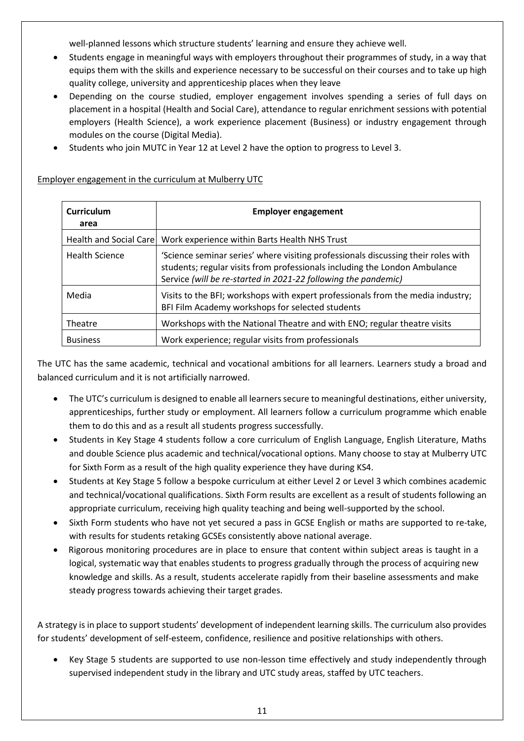well-planned lessons which structure students' learning and ensure they achieve well.

- Students engage in meaningful ways with employers throughout their programmes of study, in a way that equips them with the skills and experience necessary to be successful on their courses and to take up high quality college, university and apprenticeship places when they leave
- Depending on the course studied, employer engagement involves spending a series of full days on placement in a hospital (Health and Social Care), attendance to regular enrichment sessions with potential employers (Health Science), a work experience placement (Business) or industry engagement through modules on the course (Digital Media).
- Students who join MUTC in Year 12 at Level 2 have the option to progress to Level 3.

<u>Employer engagement in the curriculum at Mulberry UTC</u>

| **Curriculum area** | **Employer engagement** |
|---|---|
| Health and Social Care | Work experience within Barts Health NHS Trust |
| Health Science | 'Science seminar series' where visiting professionals discussing their roles with students; regular visits from professionals including the London Ambulance Service *(will be re-started in 2021-22 following the pandemic)* |
| Media | Visits to the BFI; workshops with expert professionals from the media industry; BFI Film Academy workshops for selected students |
| Theatre | Workshops with the National Theatre and with ENO; regular theatre visits |
| Business | Work experience; regular visits from professionals |

The UTC has the same academic, technical and vocational ambitions for all learners. Learners study a broad and balanced curriculum and it is not artificially narrowed.

- The UTC's curriculum is designed to enable all learners secure to meaningful destinations, either university, apprenticeships, further study or employment. All learners follow a curriculum programme which enable them to do this and as a result all students progress successfully.
- Students in Key Stage 4 students follow a core curriculum of English Language, English Literature, Maths and double Science plus academic and technical/vocational options. Many choose to stay at Mulberry UTC for Sixth Form as a result of the high quality experience they have during KS4.
- Students at Key Stage 5 follow a bespoke curriculum at either Level 2 or Level 3 which combines academic and technical/vocational qualifications. Sixth Form results are excellent as a result of students following an appropriate curriculum, receiving high quality teaching and being well-supported by the school.
- Sixth Form students who have not yet secured a pass in GCSE English or maths are supported to re-take, with results for students retaking GCSEs consistently above national average.
- Rigorous monitoring procedures are in place to ensure that content within subject areas is taught in a logical, systematic way that enables students to progress gradually through the process of acquiring new knowledge and skills. As a result, students accelerate rapidly from their baseline assessments and make steady progress towards achieving their target grades.

A strategy is in place to support students' development of independent learning skills. The curriculum also provides for students' development of self-esteem, confidence, resilience and positive relationships with others.

- Key Stage 5 students are supported to use non-lesson time effectively and study independently through supervised independent study in the library and UTC study areas, staffed by UTC teachers.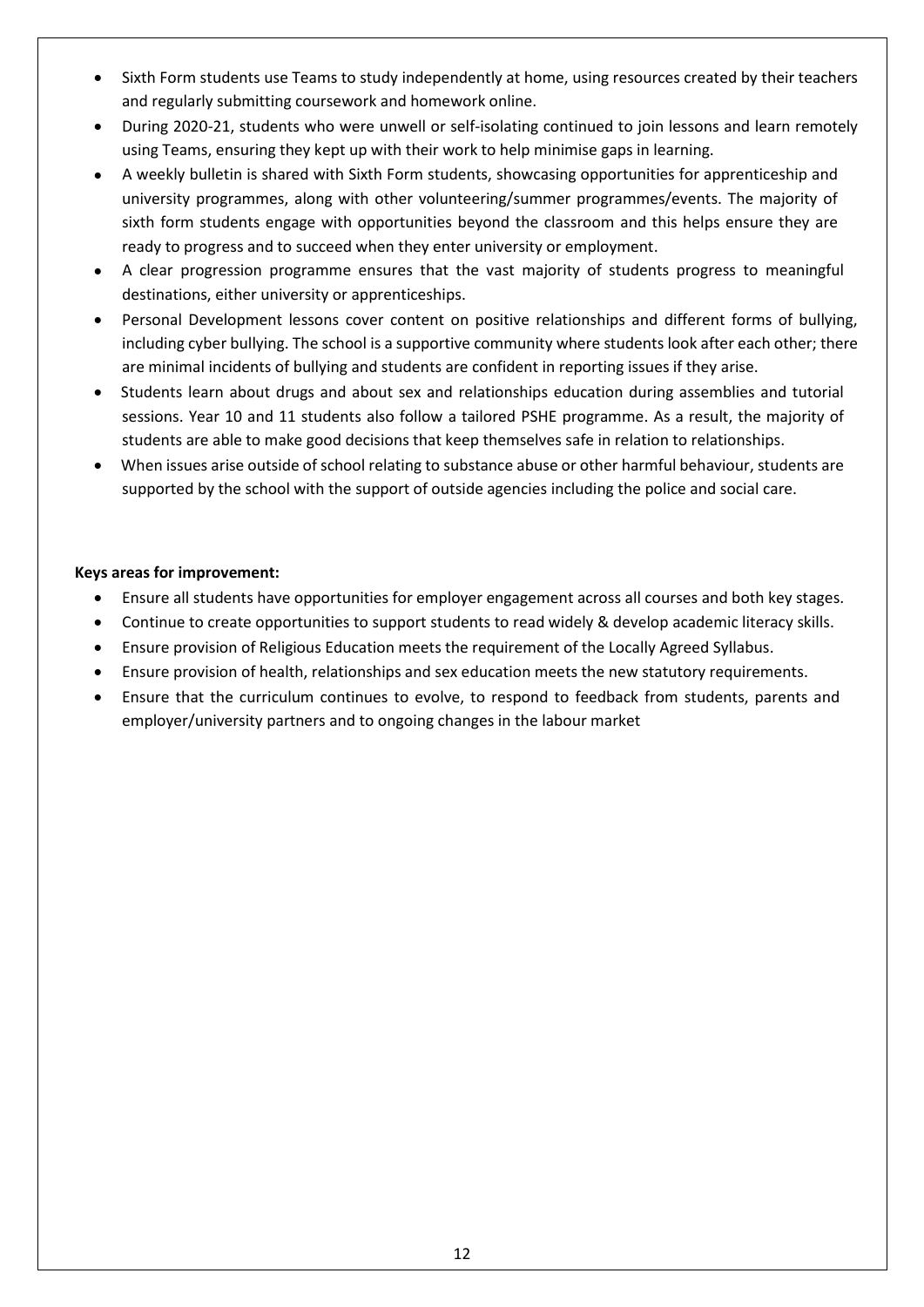- Sixth Form students use Teams to study independently at home, using resources created by their teachers and regularly submitting coursework and homework online.
- During 2020-21, students who were unwell or self-isolating continued to join lessons and learn remotely using Teams, ensuring they kept up with their work to help minimise gaps in learning.
- A weekly bulletin is shared with Sixth Form students, showcasing opportunities for apprenticeship and university programmes, along with other volunteering/summer programmes/events. The majority of sixth form students engage with opportunities beyond the classroom and this helps ensure they are ready to progress and to succeed when they enter university or employment.
- A clear progression programme ensures that the vast majority of students progress to meaningful destinations, either university or apprenticeships.
- Personal Development lessons cover content on positive relationships and different forms of bullying, including cyber bullying. The school is a supportive community where students look after each other; there are minimal incidents of bullying and students are confident in reporting issues if they arise.
- Students learn about drugs and about sex and relationships education during assemblies and tutorial sessions. Year 10 and 11 students also follow a tailored PSHE programme. As a result, the majority of students are able to make good decisions that keep themselves safe in relation to relationships.
- When issues arise outside of school relating to substance abuse or other harmful behaviour, students are supported by the school with the support of outside agencies including the police and social care.

**Keys areas for improvement:**

- Ensure all students have opportunities for employer engagement across all courses and both key stages.
- Continue to create opportunities to support students to read widely & develop academic literacy skills.
- Ensure provision of Religious Education meets the requirement of the Locally Agreed Syllabus.
- Ensure provision of health, relationships and sex education meets the new statutory requirements.
- Ensure that the curriculum continues to evolve, to respond to feedback from students, parents and employer/university partners and to ongoing changes in the labour market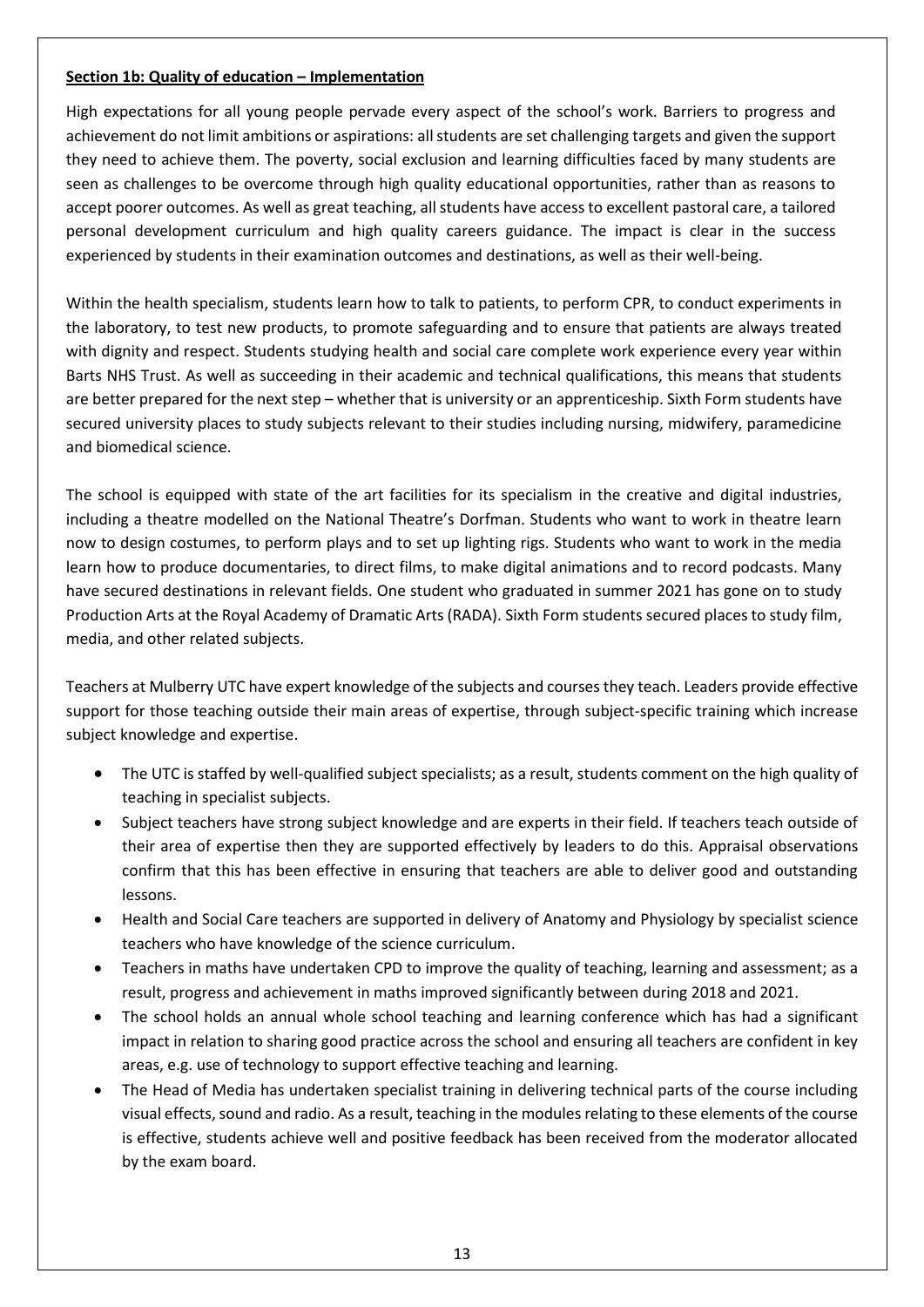**Section 1b: Quality of education – Implementation**

High expectations for all young people pervade every aspect of the school's work. Barriers to progress and achievement do not limit ambitions or aspirations: all students are set challenging targets and given the support they need to achieve them. The poverty, social exclusion and learning difficulties faced by many students are seen as challenges to be overcome through high quality educational opportunities, rather than as reasons to accept poorer outcomes. As well as great teaching, all students have access to excellent pastoral care, a tailored personal development curriculum and high quality careers guidance. The impact is clear in the success experienced by students in their examination outcomes and destinations, as well as their well-being.

Within the health specialism, students learn how to talk to patients, to perform CPR, to conduct experiments in the laboratory, to test new products, to promote safeguarding and to ensure that patients are always treated with dignity and respect. Students studying health and social care complete work experience every year within Barts NHS Trust. As well as succeeding in their academic and technical qualifications, this means that students are better prepared for the next step – whether that is university or an apprenticeship. Sixth Form students have secured university places to study subjects relevant to their studies including nursing, midwifery, paramedicine and biomedical science.

The school is equipped with state of the art facilities for its specialism in the creative and digital industries, including a theatre modelled on the National Theatre's Dorfman. Students who want to work in theatre learn now to design costumes, to perform plays and to set up lighting rigs. Students who want to work in the media learn how to produce documentaries, to direct films, to make digital animations and to record podcasts. Many have secured destinations in relevant fields. One student who graduated in summer 2021 has gone on to study Production Arts at the Royal Academy of Dramatic Arts (RADA). Sixth Form students secured places to study film, media, and other related subjects.

Teachers at Mulberry UTC have expert knowledge of the subjects and courses they teach. Leaders provide effective support for those teaching outside their main areas of expertise, through subject-specific training which increase subject knowledge and expertise.

- The UTC is staffed by well-qualified subject specialists; as a result, students comment on the high quality of teaching in specialist subjects.
- Subject teachers have strong subject knowledge and are experts in their field. If teachers teach outside of their area of expertise then they are supported effectively by leaders to do this. Appraisal observations confirm that this has been effective in ensuring that teachers are able to deliver good and outstanding lessons.
- Health and Social Care teachers are supported in delivery of Anatomy and Physiology by specialist science teachers who have knowledge of the science curriculum.
- Teachers in maths have undertaken CPD to improve the quality of teaching, learning and assessment; as a result, progress and achievement in maths improved significantly between during 2018 and 2021.
- The school holds an annual whole school teaching and learning conference which has had a significant impact in relation to sharing good practice across the school and ensuring all teachers are confident in key areas, e.g. use of technology to support effective teaching and learning.
- The Head of Media has undertaken specialist training in delivering technical parts of the course including visual effects, sound and radio. As a result, teaching in the modules relating to these elements of the course is effective, students achieve well and positive feedback has been received from the moderator allocated by the exam board.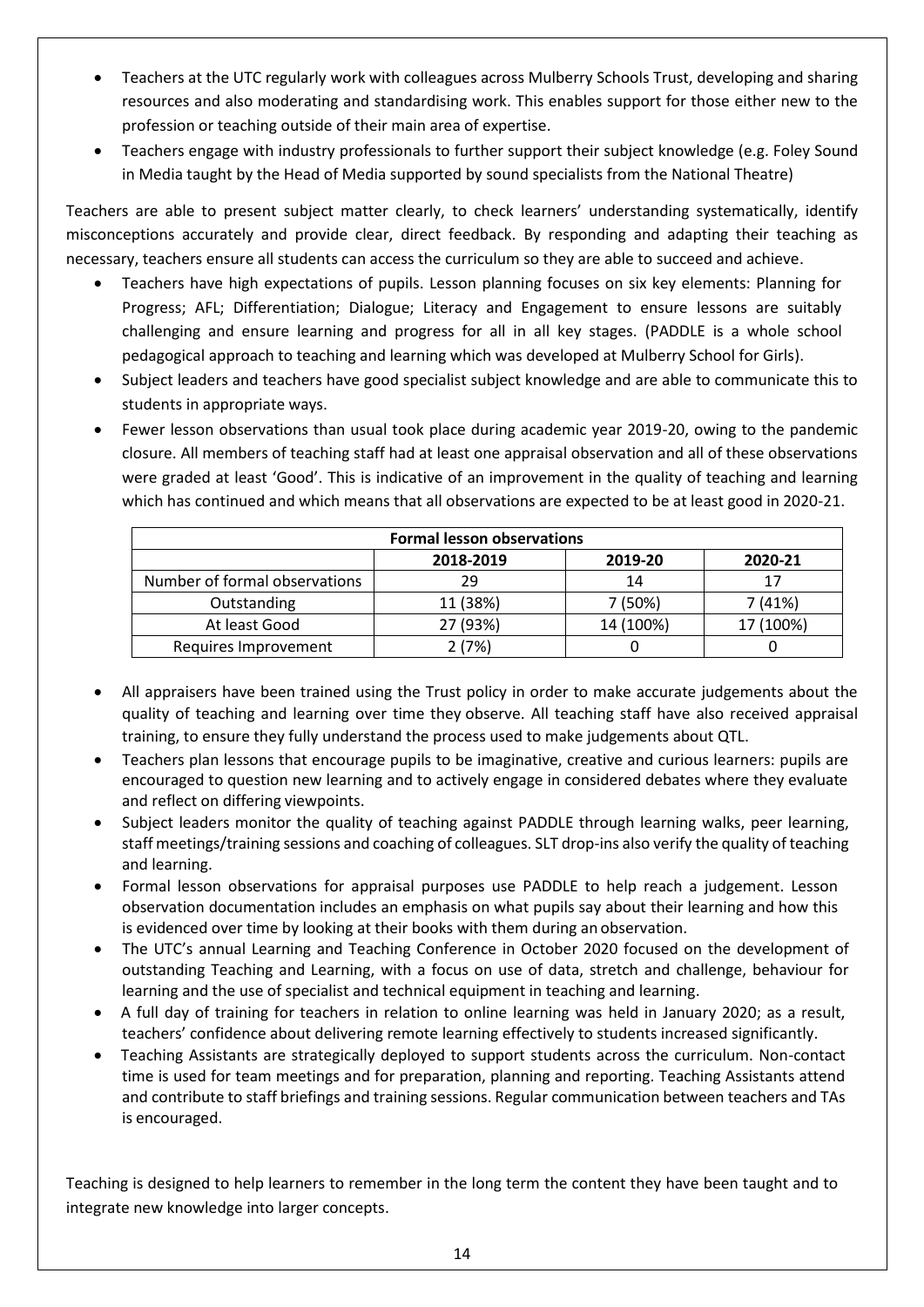- Teachers at the UTC regularly work with colleagues across Mulberry Schools Trust, developing and sharing resources and also moderating and standardising work. This enables support for those either new to the profession or teaching outside of their main area of expertise.
- Teachers engage with industry professionals to further support their subject knowledge (e.g. Foley Sound in Media taught by the Head of Media supported by sound specialists from the National Theatre)

Teachers are able to present subject matter clearly, to check learners' understanding systematically, identify misconceptions accurately and provide clear, direct feedback. By responding and adapting their teaching as necessary, teachers ensure all students can access the curriculum so they are able to succeed and achieve.

- Teachers have high expectations of pupils. Lesson planning focuses on six key elements: Planning for Progress; AFL; Differentiation; Dialogue; Literacy and Engagement to ensure lessons are suitably challenging and ensure learning and progress for all in all key stages. (PADDLE is a whole school pedagogical approach to teaching and learning which was developed at Mulberry School for Girls).
- Subject leaders and teachers have good specialist subject knowledge and are able to communicate this to students in appropriate ways.
- Fewer lesson observations than usual took place during academic year 2019-20, owing to the pandemic closure. All members of teaching staff had at least one appraisal observation and all of these observations were graded at least 'Good'. This is indicative of an improvement in the quality of teaching and learning which has continued and which means that all observations are expected to be at least good in 2020-21.

| Formal lesson observations | | | |
|---|---|---|---|
| | 2018-2019 | 2019-20 | 2020-21 |
| Number of formal observations | 29 | 14 | 17 |
| Outstanding | 11 (38%) | 7 (50%) | 7 (41%) |
| At least Good | 27 (93%) | 14 (100%) | 17 (100%) |
| Requires Improvement | 2 (7%) | 0 | 0 |

- All appraisers have been trained using the Trust policy in order to make accurate judgements about the quality of teaching and learning over time they observe. All teaching staff have also received appraisal training, to ensure they fully understand the process used to make judgements about QTL.
- Teachers plan lessons that encourage pupils to be imaginative, creative and curious learners: pupils are encouraged to question new learning and to actively engage in considered debates where they evaluate and reflect on differing viewpoints.
- Subject leaders monitor the quality of teaching against PADDLE through learning walks, peer learning, staff meetings/training sessions and coaching of colleagues. SLT drop-ins also verify the quality of teaching and learning.
- Formal lesson observations for appraisal purposes use PADDLE to help reach a judgement. Lesson observation documentation includes an emphasis on what pupils say about their learning and how this is evidenced over time by looking at their books with them during an observation.
- The UTC's annual Learning and Teaching Conference in October 2020 focused on the development of outstanding Teaching and Learning, with a focus on use of data, stretch and challenge, behaviour for learning and the use of specialist and technical equipment in teaching and learning.
- A full day of training for teachers in relation to online learning was held in January 2020; as a result, teachers' confidence about delivering remote learning effectively to students increased significantly.
- Teaching Assistants are strategically deployed to support students across the curriculum. Non-contact time is used for team meetings and for preparation, planning and reporting. Teaching Assistants attend and contribute to staff briefings and training sessions. Regular communication between teachers and TAs is encouraged.

Teaching is designed to help learners to remember in the long term the content they have been taught and to integrate new knowledge into larger concepts.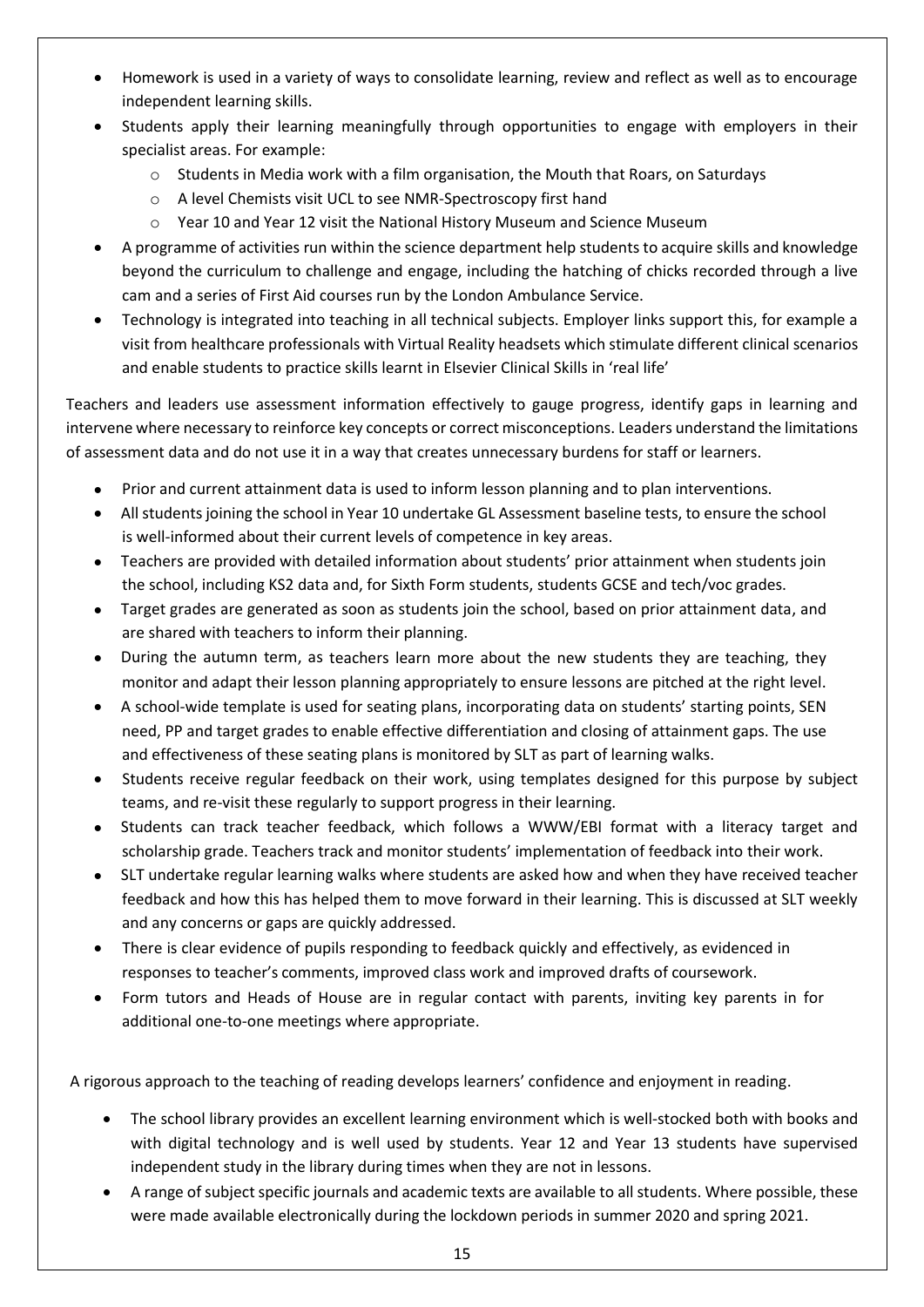- Homework is used in a variety of ways to consolidate learning, review and reflect as well as to encourage independent learning skills.
- Students apply their learning meaningfully through opportunities to engage with employers in their specialist areas. For example:
  - Students in Media work with a film organisation, the Mouth that Roars, on Saturdays
  - A level Chemists visit UCL to see NMR-Spectroscopy first hand
  - Year 10 and Year 12 visit the National History Museum and Science Museum
- A programme of activities run within the science department help students to acquire skills and knowledge beyond the curriculum to challenge and engage, including the hatching of chicks recorded through a live cam and a series of First Aid courses run by the London Ambulance Service.
- Technology is integrated into teaching in all technical subjects. Employer links support this, for example a visit from healthcare professionals with Virtual Reality headsets which stimulate different clinical scenarios and enable students to practice skills learnt in Elsevier Clinical Skills in 'real life'

Teachers and leaders use assessment information effectively to gauge progress, identify gaps in learning and intervene where necessary to reinforce key concepts or correct misconceptions. Leaders understand the limitations of assessment data and do not use it in a way that creates unnecessary burdens for staff or learners.

- Prior and current attainment data is used to inform lesson planning and to plan interventions.
- All students joining the school in Year 10 undertake GL Assessment baseline tests, to ensure the school is well-informed about their current levels of competence in key areas.
- Teachers are provided with detailed information about students' prior attainment when students join the school, including KS2 data and, for Sixth Form students, students GCSE and tech/voc grades.
- Target grades are generated as soon as students join the school, based on prior attainment data, and are shared with teachers to inform their planning.
- During the autumn term, as teachers learn more about the new students they are teaching, they monitor and adapt their lesson planning appropriately to ensure lessons are pitched at the right level.
- A school-wide template is used for seating plans, incorporating data on students' starting points, SEN need, PP and target grades to enable effective differentiation and closing of attainment gaps. The use and effectiveness of these seating plans is monitored by SLT as part of learning walks.
- Students receive regular feedback on their work, using templates designed for this purpose by subject teams, and re-visit these regularly to support progress in their learning.
- Students can track teacher feedback, which follows a WWW/EBI format with a literacy target and scholarship grade. Teachers track and monitor students' implementation of feedback into their work.
- SLT undertake regular learning walks where students are asked how and when they have received teacher feedback and how this has helped them to move forward in their learning. This is discussed at SLT weekly and any concerns or gaps are quickly addressed.
- There is clear evidence of pupils responding to feedback quickly and effectively, as evidenced in responses to teacher's comments, improved class work and improved drafts of coursework.
- Form tutors and Heads of House are in regular contact with parents, inviting key parents in for additional one-to-one meetings where appropriate.

A rigorous approach to the teaching of reading develops learners' confidence and enjoyment in reading.

- The school library provides an excellent learning environment which is well-stocked both with books and with digital technology and is well used by students. Year 12 and Year 13 students have supervised independent study in the library during times when they are not in lessons.
- A range of subject specific journals and academic texts are available to all students. Where possible, these were made available electronically during the lockdown periods in summer 2020 and spring 2021.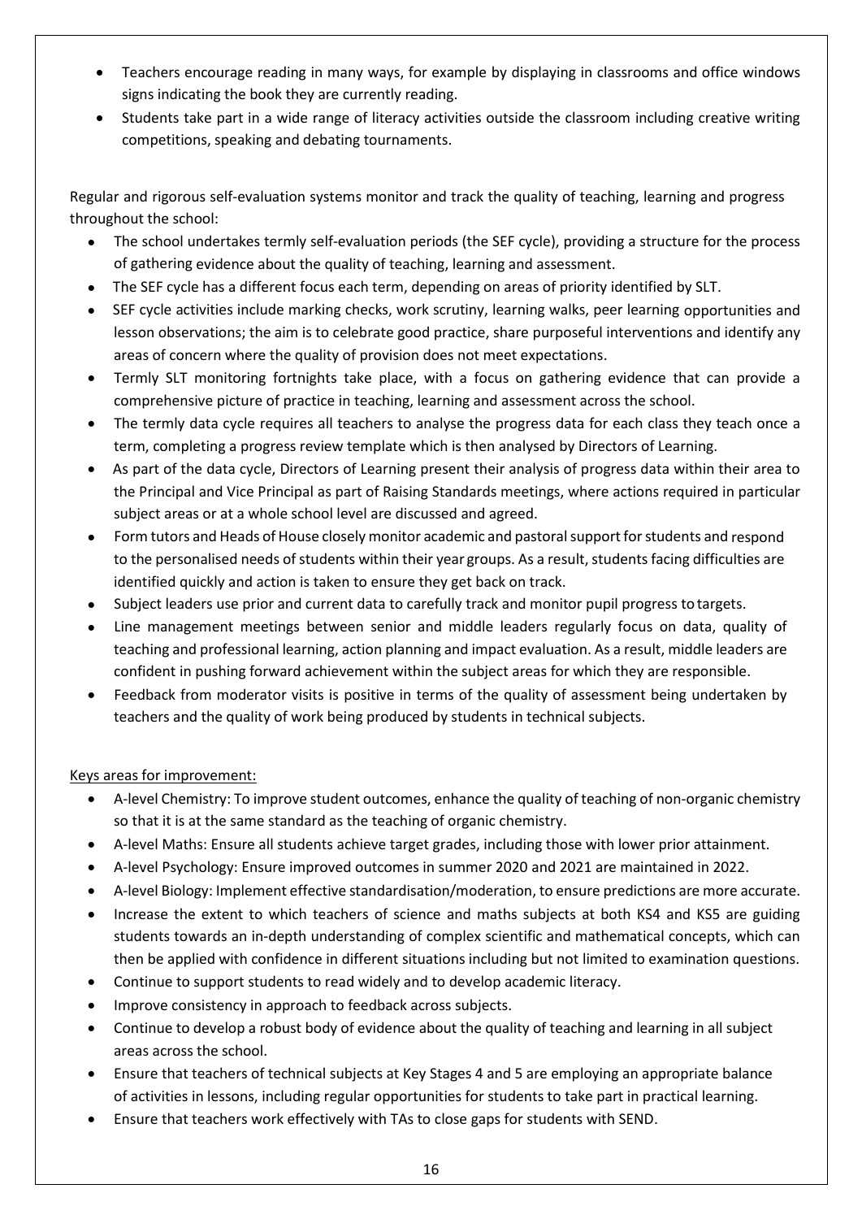- Teachers encourage reading in many ways, for example by displaying in classrooms and office windows signs indicating the book they are currently reading.
- Students take part in a wide range of literacy activities outside the classroom including creative writing competitions, speaking and debating tournaments.

Regular and rigorous self-evaluation systems monitor and track the quality of teaching, learning and progress throughout the school:

- The school undertakes termly self-evaluation periods (the SEF cycle), providing a structure for the process of gathering evidence about the quality of teaching, learning and assessment.
- The SEF cycle has a different focus each term, depending on areas of priority identified by SLT.
- SEF cycle activities include marking checks, work scrutiny, learning walks, peer learning opportunities and lesson observations; the aim is to celebrate good practice, share purposeful interventions and identify any areas of concern where the quality of provision does not meet expectations.
- Termly SLT monitoring fortnights take place, with a focus on gathering evidence that can provide a comprehensive picture of practice in teaching, learning and assessment across the school.
- The termly data cycle requires all teachers to analyse the progress data for each class they teach once a term, completing a progress review template which is then analysed by Directors of Learning.
- As part of the data cycle, Directors of Learning present their analysis of progress data within their area to the Principal and Vice Principal as part of Raising Standards meetings, where actions required in particular subject areas or at a whole school level are discussed and agreed.
- Form tutors and Heads of House closely monitor academic and pastoral support for students and respond to the personalised needs of students within their year groups. As a result, students facing difficulties are identified quickly and action is taken to ensure they get back on track.
- Subject leaders use prior and current data to carefully track and monitor pupil progress to targets.
- Line management meetings between senior and middle leaders regularly focus on data, quality of teaching and professional learning, action planning and impact evaluation. As a result, middle leaders are confident in pushing forward achievement within the subject areas for which they are responsible.
- Feedback from moderator visits is positive in terms of the quality of assessment being undertaken by teachers and the quality of work being produced by students in technical subjects.

Keys areas for improvement:

- A-level Chemistry: To improve student outcomes, enhance the quality of teaching of non-organic chemistry so that it is at the same standard as the teaching of organic chemistry.
- A-level Maths: Ensure all students achieve target grades, including those with lower prior attainment.
- A-level Psychology: Ensure improved outcomes in summer 2020 and 2021 are maintained in 2022.
- A-level Biology: Implement effective standardisation/moderation, to ensure predictions are more accurate.
- Increase the extent to which teachers of science and maths subjects at both KS4 and KS5 are guiding students towards an in-depth understanding of complex scientific and mathematical concepts, which can then be applied with confidence in different situations including but not limited to examination questions.
- Continue to support students to read widely and to develop academic literacy.
- Improve consistency in approach to feedback across subjects.
- Continue to develop a robust body of evidence about the quality of teaching and learning in all subject areas across the school.
- Ensure that teachers of technical subjects at Key Stages 4 and 5 are employing an appropriate balance of activities in lessons, including regular opportunities for students to take part in practical learning.
- Ensure that teachers work effectively with TAs to close gaps for students with SEND.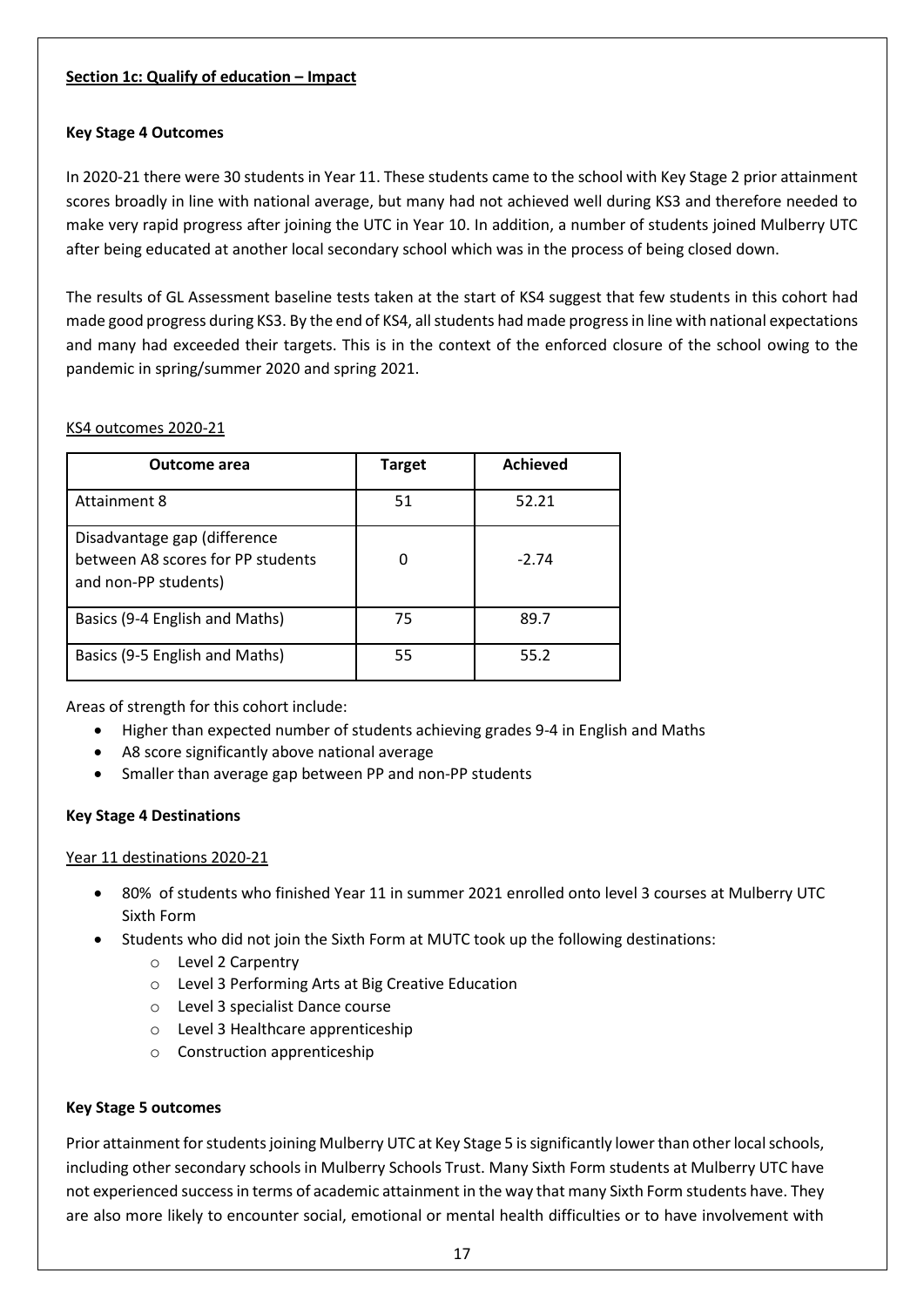**Section 1c: Qualify of education – Impact**

**Key Stage 4 Outcomes**

In 2020-21 there were 30 students in Year 11. These students came to the school with Key Stage 2 prior attainment scores broadly in line with national average, but many had not achieved well during KS3 and therefore needed to make very rapid progress after joining the UTC in Year 10. In addition, a number of students joined Mulberry UTC after being educated at another local secondary school which was in the process of being closed down.

The results of GL Assessment baseline tests taken at the start of KS4 suggest that few students in this cohort had made good progress during KS3. By the end of KS4, all students had made progress in line with national expectations and many had exceeded their targets. This is in the context of the enforced closure of the school owing to the pandemic in spring/summer 2020 and spring 2021.

KS4 outcomes 2020-21

| Outcome area | Target | Achieved |
|---|---|---|
| Attainment 8 | 51 | 52.21 |
| Disadvantage gap (difference between A8 scores for PP students and non-PP students) | 0 | -2.74 |
| Basics (9-4 English and Maths) | 75 | 89.7 |
| Basics (9-5 English and Maths) | 55 | 55.2 |

Areas of strength for this cohort include:

- Higher than expected number of students achieving grades 9-4 in English and Maths
- A8 score significantly above national average
- Smaller than average gap between PP and non-PP students

**Key Stage 4 Destinations**

Year 11 destinations 2020-21

- 80% of students who finished Year 11 in summer 2021 enrolled onto level 3 courses at Mulberry UTC Sixth Form
- Students who did not join the Sixth Form at MUTC took up the following destinations:
  - Level 2 Carpentry
  - Level 3 Performing Arts at Big Creative Education
  - Level 3 specialist Dance course
  - Level 3 Healthcare apprenticeship
  - Construction apprenticeship

**Key Stage 5 outcomes**

Prior attainment for students joining Mulberry UTC at Key Stage 5 is significantly lower than other local schools, including other secondary schools in Mulberry Schools Trust. Many Sixth Form students at Mulberry UTC have not experienced success in terms of academic attainment in the way that many Sixth Form students have. They are also more likely to encounter social, emotional or mental health difficulties or to have involvement with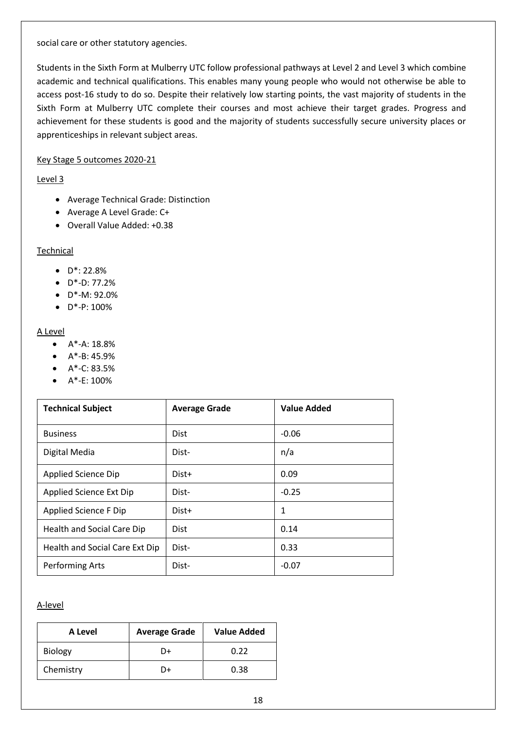social care or other statutory agencies.

Students in the Sixth Form at Mulberry UTC follow professional pathways at Level 2 and Level 3 which combine academic and technical qualifications. This enables many young people who would not otherwise be able to access post-16 study to do so. Despite their relatively low starting points, the vast majority of students in the Sixth Form at Mulberry UTC complete their courses and most achieve their target grades. Progress and achievement for these students is good and the majority of students successfully secure university places or apprenticeships in relevant subject areas.

Key Stage 5 outcomes 2020-21

Level 3

- Average Technical Grade: Distinction
- Average A Level Grade: C+
- Overall Value Added: +0.38

Technical

- D*: 22.8%
- D*-D: 77.2%
- D*-M: 92.0%
- D*-P: 100%

A Level

- A*-A: 18.8%
- A*-B: 45.9%
- A*-C: 83.5%
- A*-E: 100%

| Technical Subject | Average Grade | Value Added |
|---|---|---|
| Business | Dist | -0.06 |
| Digital Media | Dist- | n/a |
| Applied Science Dip | Dist+ | 0.09 |
| Applied Science Ext Dip | Dist- | -0.25 |
| Applied Science F Dip | Dist+ | 1 |
| Health and Social Care Dip | Dist | 0.14 |
| Health and Social Care Ext Dip | Dist- | 0.33 |
| Performing Arts | Dist- | -0.07 |

A-level

| A Level | Average Grade | Value Added |
|---|---|---|
| Biology | D+ | 0.22 |
| Chemistry | D+ | 0.38 |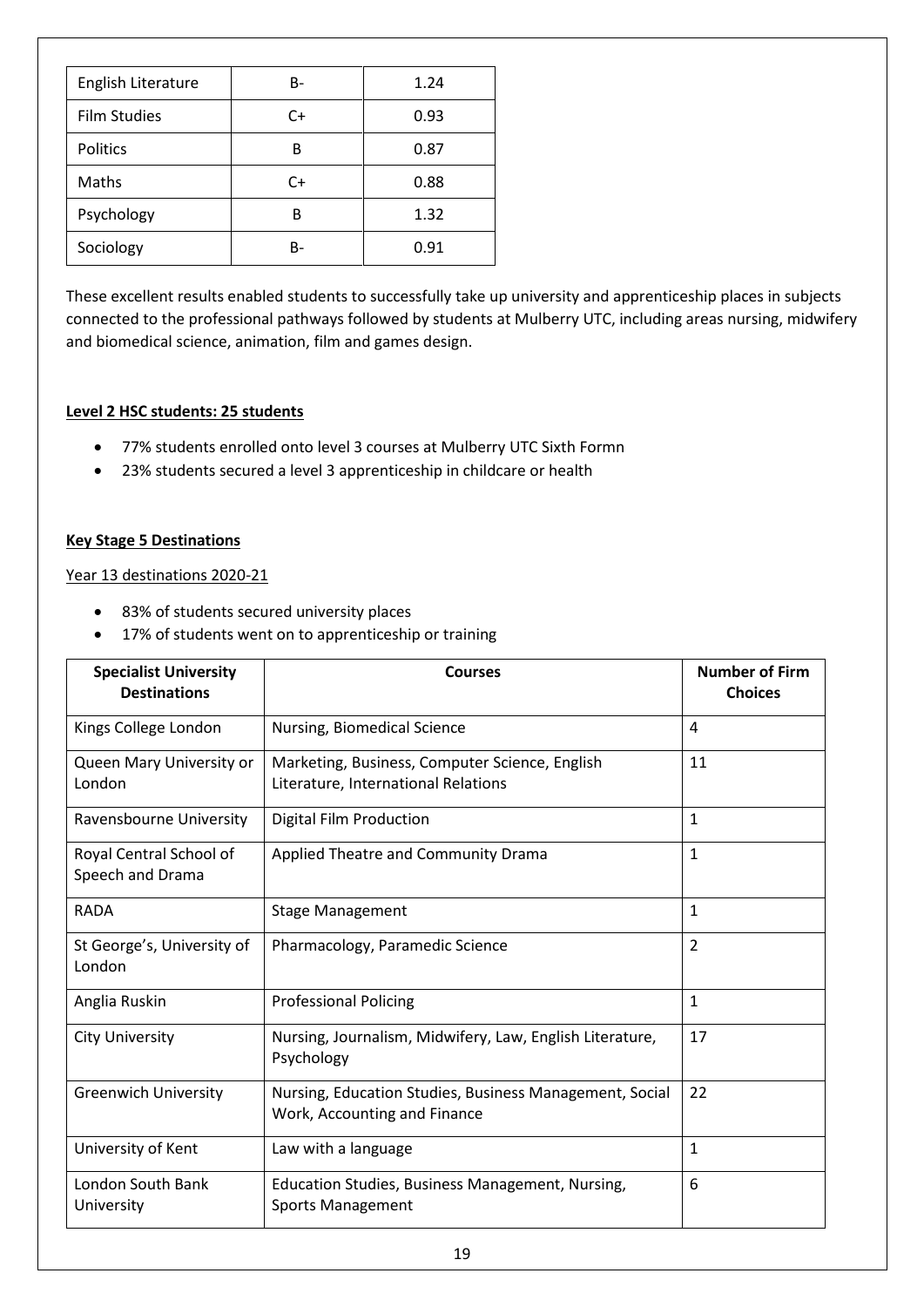| English Literature | B- | 1.24 |
|---|---|---|
| Film Studies | C+ | 0.93 |
| Politics | B | 0.87 |
| Maths | C+ | 0.88 |
| Psychology | B | 1.32 |
| Sociology | B- | 0.91 |

These excellent results enabled students to successfully take up university and apprenticeship places in subjects connected to the professional pathways followed by students at Mulberry UTC, including areas nursing, midwifery and biomedical science, animation, film and games design.

**Level 2 HSC students: 25 students**

- 77% students enrolled onto level 3 courses at Mulberry UTC Sixth Formn
- 23% students secured a level 3 apprenticeship in childcare or health

**Key Stage 5 Destinations**

Year 13 destinations 2020-21

- 83% of students secured university places
- 17% of students went on to apprenticeship or training

| Specialist University Destinations | Courses | Number of Firm Choices |
|---|---|---|
| Kings College London | Nursing, Biomedical Science | 4 |
| Queen Mary University or London | Marketing, Business, Computer Science, English Literature, International Relations | 11 |
| Ravensbourne University | Digital Film Production | 1 |
| Royal Central School of Speech and Drama | Applied Theatre and Community Drama | 1 |
| RADA | Stage Management | 1 |
| St George's, University of London | Pharmacology, Paramedic Science | 2 |
| Anglia Ruskin | Professional Policing | 1 |
| City University | Nursing, Journalism, Midwifery, Law, English Literature, Psychology | 17 |
| Greenwich University | Nursing, Education Studies, Business Management, Social Work, Accounting and Finance | 22 |
| University of Kent | Law with a language | 1 |
| London South Bank University | Education Studies, Business Management, Nursing, Sports Management | 6 |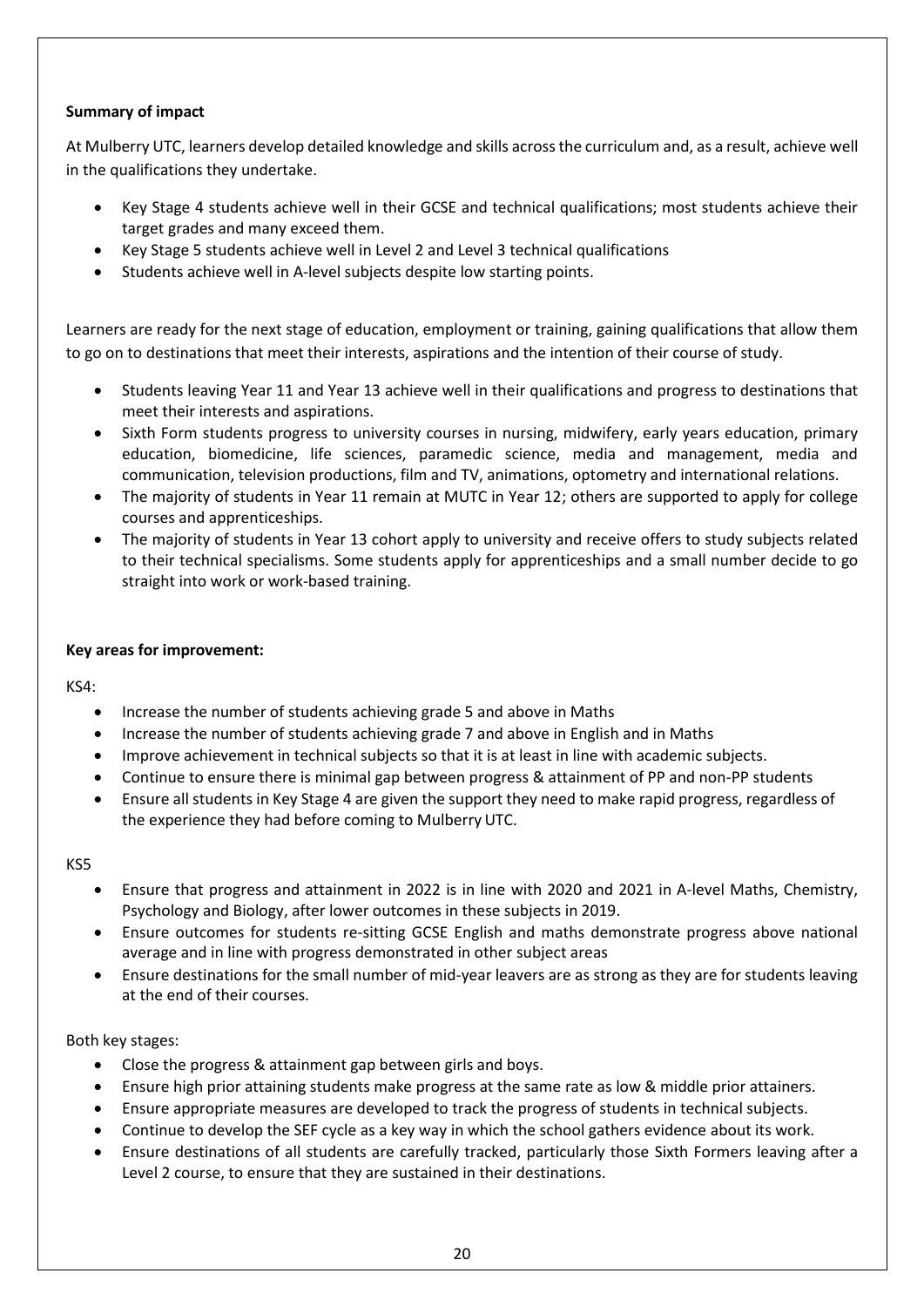**Summary of impact**

At Mulberry UTC, learners develop detailed knowledge and skills across the curriculum and, as a result, achieve well in the qualifications they undertake.

- Key Stage 4 students achieve well in their GCSE and technical qualifications; most students achieve their target grades and many exceed them.
- Key Stage 5 students achieve well in Level 2 and Level 3 technical qualifications
- Students achieve well in A-level subjects despite low starting points.

Learners are ready for the next stage of education, employment or training, gaining qualifications that allow them to go on to destinations that meet their interests, aspirations and the intention of their course of study.

- Students leaving Year 11 and Year 13 achieve well in their qualifications and progress to destinations that meet their interests and aspirations.
- Sixth Form students progress to university courses in nursing, midwifery, early years education, primary education, biomedicine, life sciences, paramedic science, media and management, media and communication, television productions, film and TV, animations, optometry and international relations.
- The majority of students in Year 11 remain at MUTC in Year 12; others are supported to apply for college courses and apprenticeships.
- The majority of students in Year 13 cohort apply to university and receive offers to study subjects related to their technical specialisms. Some students apply for apprenticeships and a small number decide to go straight into work or work-based training.

**Key areas for improvement:**

KS4:

- Increase the number of students achieving grade 5 and above in Maths
- Increase the number of students achieving grade 7 and above in English and in Maths
- Improve achievement in technical subjects so that it is at least in line with academic subjects.
- Continue to ensure there is minimal gap between progress & attainment of PP and non-PP students
- Ensure all students in Key Stage 4 are given the support they need to make rapid progress, regardless of the experience they had before coming to Mulberry UTC.

KS5

- Ensure that progress and attainment in 2022 is in line with 2020 and 2021 in A-level Maths, Chemistry, Psychology and Biology, after lower outcomes in these subjects in 2019.
- Ensure outcomes for students re-sitting GCSE English and maths demonstrate progress above national average and in line with progress demonstrated in other subject areas
- Ensure destinations for the small number of mid-year leavers are as strong as they are for students leaving at the end of their courses.

Both key stages:

- Close the progress & attainment gap between girls and boys.
- Ensure high prior attaining students make progress at the same rate as low & middle prior attainers.
- Ensure appropriate measures are developed to track the progress of students in technical subjects.
- Continue to develop the SEF cycle as a key way in which the school gathers evidence about its work.
- Ensure destinations of all students are carefully tracked, particularly those Sixth Formers leaving after a Level 2 course, to ensure that they are sustained in their destinations.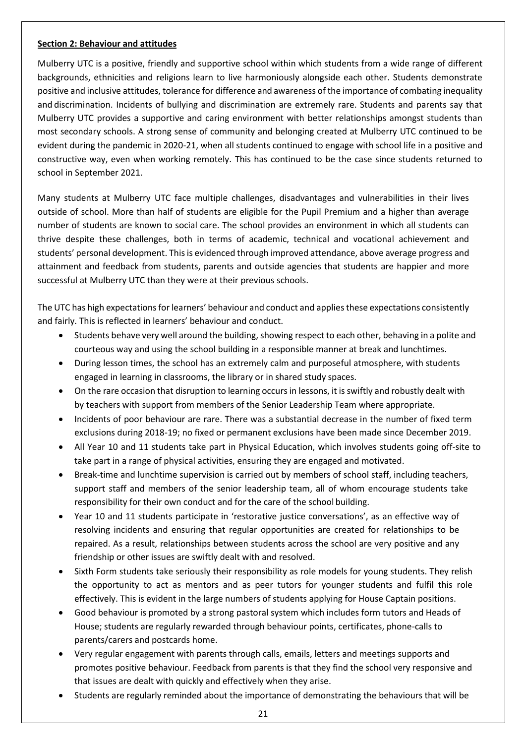**Section 2: Behaviour and attitudes**

Mulberry UTC is a positive, friendly and supportive school within which students from a wide range of different backgrounds, ethnicities and religions learn to live harmoniously alongside each other. Students demonstrate positive and inclusive attitudes, tolerance for difference and awareness of the importance of combating inequality and discrimination. Incidents of bullying and discrimination are extremely rare. Students and parents say that Mulberry UTC provides a supportive and caring environment with better relationships amongst students than most secondary schools. A strong sense of community and belonging created at Mulberry UTC continued to be evident during the pandemic in 2020-21, when all students continued to engage with school life in a positive and constructive way, even when working remotely. This has continued to be the case since students returned to school in September 2021.

Many students at Mulberry UTC face multiple challenges, disadvantages and vulnerabilities in their lives outside of school. More than half of students are eligible for the Pupil Premium and a higher than average number of students are known to social care. The school provides an environment in which all students can thrive despite these challenges, both in terms of academic, technical and vocational achievement and students' personal development. This is evidenced through improved attendance, above average progress and attainment and feedback from students, parents and outside agencies that students are happier and more successful at Mulberry UTC than they were at their previous schools.

The UTC has high expectations for learners' behaviour and conduct and applies these expectations consistently and fairly. This is reflected in learners' behaviour and conduct.

- Students behave very well around the building, showing respect to each other, behaving in a polite and courteous way and using the school building in a responsible manner at break and lunchtimes.
- During lesson times, the school has an extremely calm and purposeful atmosphere, with students engaged in learning in classrooms, the library or in shared study spaces.
- On the rare occasion that disruption to learning occurs in lessons, it is swiftly and robustly dealt with by teachers with support from members of the Senior Leadership Team where appropriate.
- Incidents of poor behaviour are rare. There was a substantial decrease in the number of fixed term exclusions during 2018-19; no fixed or permanent exclusions have been made since December 2019.
- All Year 10 and 11 students take part in Physical Education, which involves students going off-site to take part in a range of physical activities, ensuring they are engaged and motivated.
- Break-time and lunchtime supervision is carried out by members of school staff, including teachers, support staff and members of the senior leadership team, all of whom encourage students take responsibility for their own conduct and for the care of the school building.
- Year 10 and 11 students participate in 'restorative justice conversations', as an effective way of resolving incidents and ensuring that regular opportunities are created for relationships to be repaired. As a result, relationships between students across the school are very positive and any friendship or other issues are swiftly dealt with and resolved.
- Sixth Form students take seriously their responsibility as role models for young students. They relish the opportunity to act as mentors and as peer tutors for younger students and fulfil this role effectively. This is evident in the large numbers of students applying for House Captain positions.
- Good behaviour is promoted by a strong pastoral system which includes form tutors and Heads of House; students are regularly rewarded through behaviour points, certificates, phone-calls to parents/carers and postcards home.
- Very regular engagement with parents through calls, emails, letters and meetings supports and promotes positive behaviour. Feedback from parents is that they find the school very responsive and that issues are dealt with quickly and effectively when they arise.
- Students are regularly reminded about the importance of demonstrating the behaviours that will be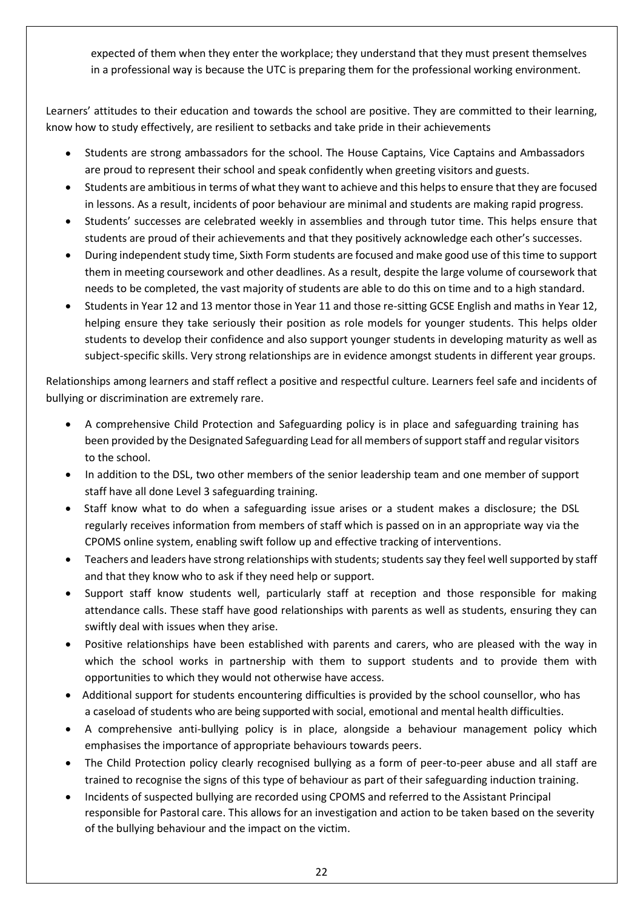expected of them when they enter the workplace; they understand that they must present themselves in a professional way is because the UTC is preparing them for the professional working environment.

Learners' attitudes to their education and towards the school are positive. They are committed to their learning, know how to study effectively, are resilient to setbacks and take pride in their achievements

- Students are strong ambassadors for the school. The House Captains, Vice Captains and Ambassadors are proud to represent their school and speak confidently when greeting visitors and guests.
- Students are ambitious in terms of what they want to achieve and this helps to ensure that they are focused in lessons. As a result, incidents of poor behaviour are minimal and students are making rapid progress.
- Students' successes are celebrated weekly in assemblies and through tutor time. This helps ensure that students are proud of their achievements and that they positively acknowledge each other's successes.
- During independent study time, Sixth Form students are focused and make good use of this time to support them in meeting coursework and other deadlines. As a result, despite the large volume of coursework that needs to be completed, the vast majority of students are able to do this on time and to a high standard.
- Students in Year 12 and 13 mentor those in Year 11 and those re-sitting GCSE English and maths in Year 12, helping ensure they take seriously their position as role models for younger students. This helps older students to develop their confidence and also support younger students in developing maturity as well as subject-specific skills. Very strong relationships are in evidence amongst students in different year groups.

Relationships among learners and staff reflect a positive and respectful culture. Learners feel safe and incidents of bullying or discrimination are extremely rare.

- A comprehensive Child Protection and Safeguarding policy is in place and safeguarding training has been provided by the Designated Safeguarding Lead for all members of support staff and regular visitors to the school.
- In addition to the DSL, two other members of the senior leadership team and one member of support staff have all done Level 3 safeguarding training.
- Staff know what to do when a safeguarding issue arises or a student makes a disclosure; the DSL regularly receives information from members of staff which is passed on in an appropriate way via the CPOMS online system, enabling swift follow up and effective tracking of interventions.
- Teachers and leaders have strong relationships with students; students say they feel well supported by staff and that they know who to ask if they need help or support.
- Support staff know students well, particularly staff at reception and those responsible for making attendance calls. These staff have good relationships with parents as well as students, ensuring they can swiftly deal with issues when they arise.
- Positive relationships have been established with parents and carers, who are pleased with the way in which the school works in partnership with them to support students and to provide them with opportunities to which they would not otherwise have access.
- Additional support for students encountering difficulties is provided by the school counsellor, who has a caseload of students who are being supported with social, emotional and mental health difficulties.
- A comprehensive anti-bullying policy is in place, alongside a behaviour management policy which emphasises the importance of appropriate behaviours towards peers.
- The Child Protection policy clearly recognised bullying as a form of peer-to-peer abuse and all staff are trained to recognise the signs of this type of behaviour as part of their safeguarding induction training.
- Incidents of suspected bullying are recorded using CPOMS and referred to the Assistant Principal responsible for Pastoral care. This allows for an investigation and action to be taken based on the severity of the bullying behaviour and the impact on the victim.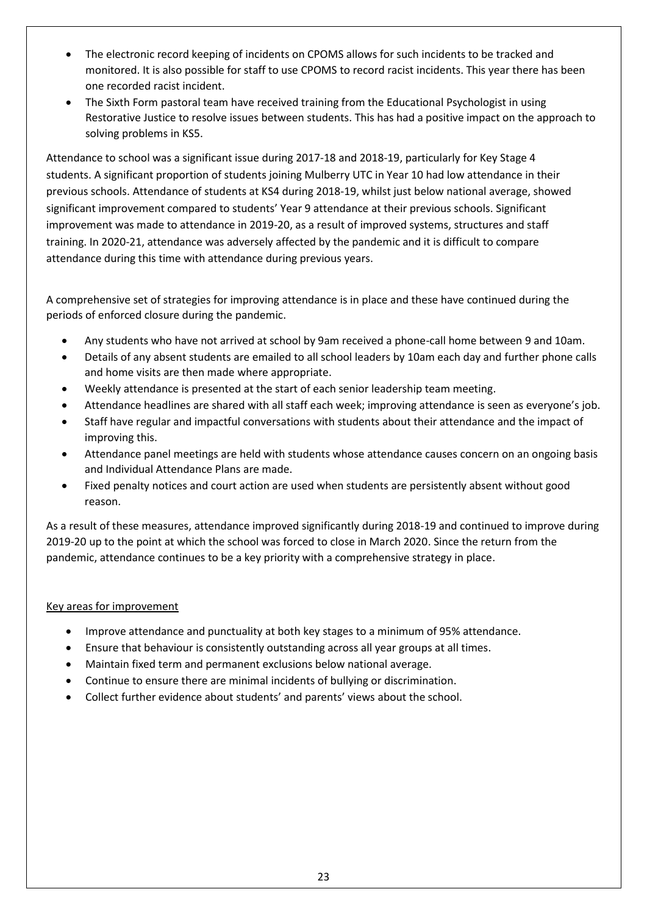- The electronic record keeping of incidents on CPOMS allows for such incidents to be tracked and monitored. It is also possible for staff to use CPOMS to record racist incidents. This year there has been one recorded racist incident.
- The Sixth Form pastoral team have received training from the Educational Psychologist in using Restorative Justice to resolve issues between students. This has had a positive impact on the approach to solving problems in KS5.

Attendance to school was a significant issue during 2017-18 and 2018-19, particularly for Key Stage 4 students. A significant proportion of students joining Mulberry UTC in Year 10 had low attendance in their previous schools. Attendance of students at KS4 during 2018-19, whilst just below national average, showed significant improvement compared to students' Year 9 attendance at their previous schools. Significant improvement was made to attendance in 2019-20, as a result of improved systems, structures and staff training. In 2020-21, attendance was adversely affected by the pandemic and it is difficult to compare attendance during this time with attendance during previous years.

A comprehensive set of strategies for improving attendance is in place and these have continued during the periods of enforced closure during the pandemic.

- Any students who have not arrived at school by 9am received a phone-call home between 9 and 10am.
- Details of any absent students are emailed to all school leaders by 10am each day and further phone calls and home visits are then made where appropriate.
- Weekly attendance is presented at the start of each senior leadership team meeting.
- Attendance headlines are shared with all staff each week; improving attendance is seen as everyone's job.
- Staff have regular and impactful conversations with students about their attendance and the impact of improving this.
- Attendance panel meetings are held with students whose attendance causes concern on an ongoing basis and Individual Attendance Plans are made.
- Fixed penalty notices and court action are used when students are persistently absent without good reason.

As a result of these measures, attendance improved significantly during 2018-19 and continued to improve during 2019-20 up to the point at which the school was forced to close in March 2020. Since the return from the pandemic, attendance continues to be a key priority with a comprehensive strategy in place.

<u>Key areas for improvement</u>

- Improve attendance and punctuality at both key stages to a minimum of 95% attendance.
- Ensure that behaviour is consistently outstanding across all year groups at all times.
- Maintain fixed term and permanent exclusions below national average.
- Continue to ensure there are minimal incidents of bullying or discrimination.
- Collect further evidence about students' and parents' views about the school.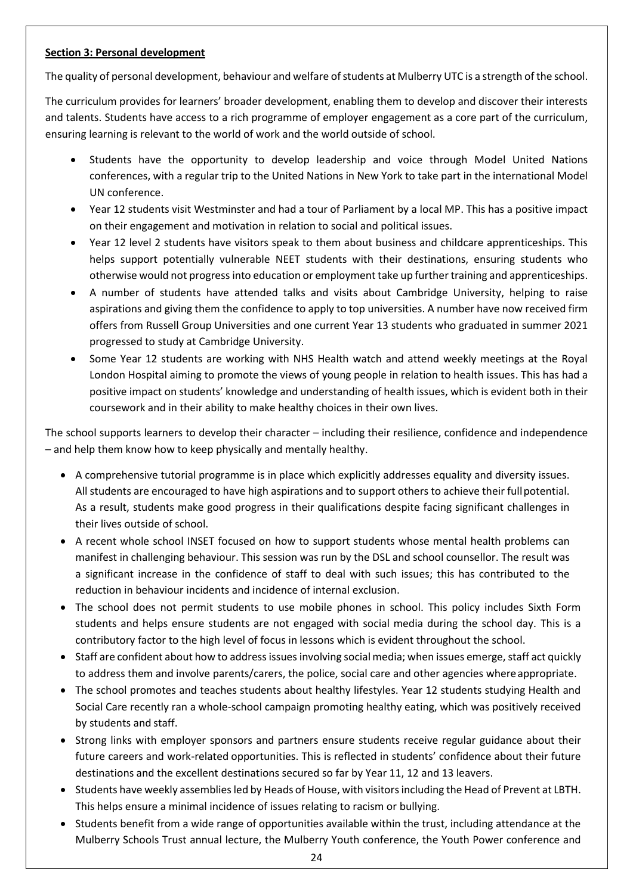**Section 3: Personal development**

The quality of personal development, behaviour and welfare of students at Mulberry UTC is a strength of the school.

The curriculum provides for learners' broader development, enabling them to develop and discover their interests and talents. Students have access to a rich programme of employer engagement as a core part of the curriculum, ensuring learning is relevant to the world of work and the world outside of school.

- Students have the opportunity to develop leadership and voice through Model United Nations conferences, with a regular trip to the United Nations in New York to take part in the international Model UN conference.
- Year 12 students visit Westminster and had a tour of Parliament by a local MP. This has a positive impact on their engagement and motivation in relation to social and political issues.
- Year 12 level 2 students have visitors speak to them about business and childcare apprenticeships. This helps support potentially vulnerable NEET students with their destinations, ensuring students who otherwise would not progress into education or employment take up further training and apprenticeships.
- A number of students have attended talks and visits about Cambridge University, helping to raise aspirations and giving them the confidence to apply to top universities. A number have now received firm offers from Russell Group Universities and one current Year 13 students who graduated in summer 2021 progressed to study at Cambridge University.
- Some Year 12 students are working with NHS Health watch and attend weekly meetings at the Royal London Hospital aiming to promote the views of young people in relation to health issues. This has had a positive impact on students' knowledge and understanding of health issues, which is evident both in their coursework and in their ability to make healthy choices in their own lives.

The school supports learners to develop their character – including their resilience, confidence and independence – and help them know how to keep physically and mentally healthy.

- A comprehensive tutorial programme is in place which explicitly addresses equality and diversity issues. All students are encouraged to have high aspirations and to support others to achieve their full potential. As a result, students make good progress in their qualifications despite facing significant challenges in their lives outside of school.
- A recent whole school INSET focused on how to support students whose mental health problems can manifest in challenging behaviour. This session was run by the DSL and school counsellor. The result was a significant increase in the confidence of staff to deal with such issues; this has contributed to the reduction in behaviour incidents and incidence of internal exclusion.
- The school does not permit students to use mobile phones in school. This policy includes Sixth Form students and helps ensure students are not engaged with social media during the school day. This is a contributory factor to the high level of focus in lessons which is evident throughout the school.
- Staff are confident about how to address issues involving social media; when issues emerge, staff act quickly to address them and involve parents/carers, the police, social care and other agencies where appropriate.
- The school promotes and teaches students about healthy lifestyles. Year 12 students studying Health and Social Care recently ran a whole-school campaign promoting healthy eating, which was positively received by students and staff.
- Strong links with employer sponsors and partners ensure students receive regular guidance about their future careers and work-related opportunities. This is reflected in students' confidence about their future destinations and the excellent destinations secured so far by Year 11, 12 and 13 leavers.
- Students have weekly assemblies led by Heads of House, with visitors including the Head of Prevent at LBTH. This helps ensure a minimal incidence of issues relating to racism or bullying.
- Students benefit from a wide range of opportunities available within the trust, including attendance at the Mulberry Schools Trust annual lecture, the Mulberry Youth conference, the Youth Power conference and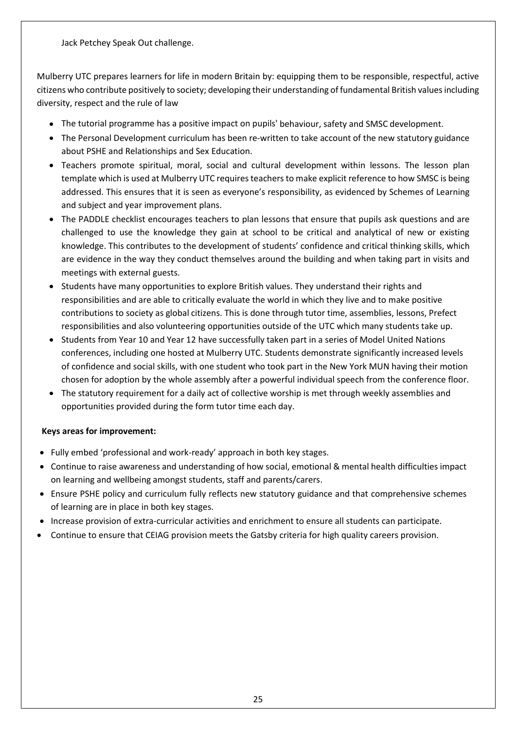Jack Petchey Speak Out challenge.

Mulberry UTC prepares learners for life in modern Britain by: equipping them to be responsible, respectful, active citizens who contribute positively to society; developing their understanding of fundamental British values including diversity, respect and the rule of law

- The tutorial programme has a positive impact on pupils' behaviour, safety and SMSC development.
- The Personal Development curriculum has been re-written to take account of the new statutory guidance about PSHE and Relationships and Sex Education.
- Teachers promote spiritual, moral, social and cultural development within lessons. The lesson plan template which is used at Mulberry UTC requires teachers to make explicit reference to how SMSC is being addressed. This ensures that it is seen as everyone's responsibility, as evidenced by Schemes of Learning and subject and year improvement plans.
- The PADDLE checklist encourages teachers to plan lessons that ensure that pupils ask questions and are challenged to use the knowledge they gain at school to be critical and analytical of new or existing knowledge. This contributes to the development of students' confidence and critical thinking skills, which are evidence in the way they conduct themselves around the building and when taking part in visits and meetings with external guests.
- Students have many opportunities to explore British values. They understand their rights and responsibilities and are able to critically evaluate the world in which they live and to make positive contributions to society as global citizens. This is done through tutor time, assemblies, lessons, Prefect responsibilities and also volunteering opportunities outside of the UTC which many students take up.
- Students from Year 10 and Year 12 have successfully taken part in a series of Model United Nations conferences, including one hosted at Mulberry UTC. Students demonstrate significantly increased levels of confidence and social skills, with one student who took part in the New York MUN having their motion chosen for adoption by the whole assembly after a powerful individual speech from the conference floor.
- The statutory requirement for a daily act of collective worship is met through weekly assemblies and opportunities provided during the form tutor time each day.

**Keys areas for improvement:**

- Fully embed 'professional and work-ready' approach in both key stages.
- Continue to raise awareness and understanding of how social, emotional & mental health difficulties impact on learning and wellbeing amongst students, staff and parents/carers.
- Ensure PSHE policy and curriculum fully reflects new statutory guidance and that comprehensive schemes of learning are in place in both key stages.
- Increase provision of extra-curricular activities and enrichment to ensure all students can participate.
- Continue to ensure that CEIAG provision meets the Gatsby criteria for high quality careers provision.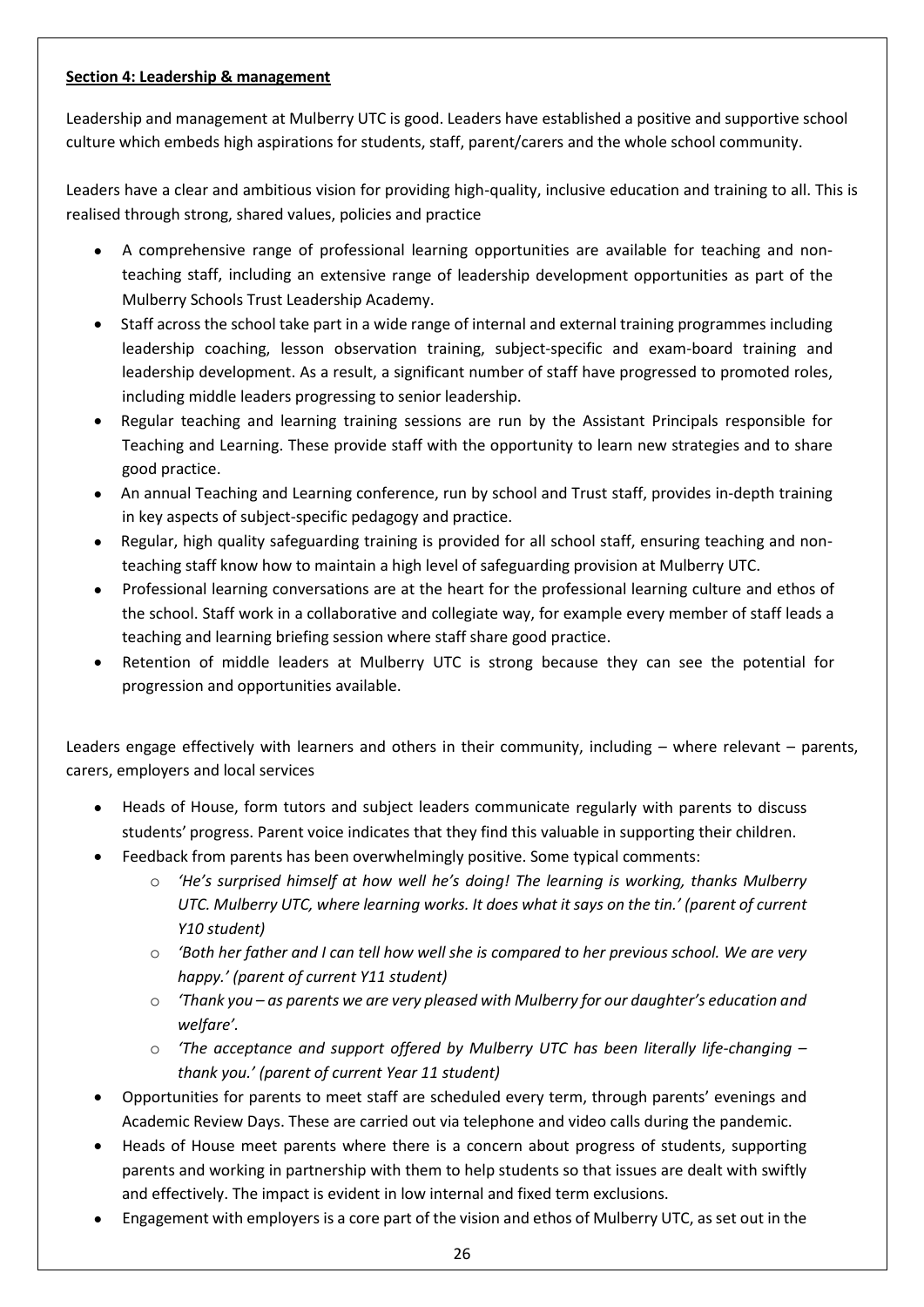**Section 4: Leadership & management**

Leadership and management at Mulberry UTC is good. Leaders have established a positive and supportive school culture which embeds high aspirations for students, staff, parent/carers and the whole school community.

Leaders have a clear and ambitious vision for providing high-quality, inclusive education and training to all. This is realised through strong, shared values, policies and practice

- A comprehensive range of professional learning opportunities are available for teaching and non-teaching staff, including an extensive range of leadership development opportunities as part of the Mulberry Schools Trust Leadership Academy.
- Staff across the school take part in a wide range of internal and external training programmes including leadership coaching, lesson observation training, subject-specific and exam-board training and leadership development. As a result, a significant number of staff have progressed to promoted roles, including middle leaders progressing to senior leadership.
- Regular teaching and learning training sessions are run by the Assistant Principals responsible for Teaching and Learning. These provide staff with the opportunity to learn new strategies and to share good practice.
- An annual Teaching and Learning conference, run by school and Trust staff, provides in-depth training in key aspects of subject-specific pedagogy and practice.
- Regular, high quality safeguarding training is provided for all school staff, ensuring teaching and non-teaching staff know how to maintain a high level of safeguarding provision at Mulberry UTC.
- Professional learning conversations are at the heart for the professional learning culture and ethos of the school. Staff work in a collaborative and collegiate way, for example every member of staff leads a teaching and learning briefing session where staff share good practice.
- Retention of middle leaders at Mulberry UTC is strong because they can see the potential for progression and opportunities available.

Leaders engage effectively with learners and others in their community, including – where relevant – parents, carers, employers and local services

- Heads of House, form tutors and subject leaders communicate regularly with parents to discuss students' progress. Parent voice indicates that they find this valuable in supporting their children.
- Feedback from parents has been overwhelmingly positive. Some typical comments:
  - *'He's surprised himself at how well he's doing! The learning is working, thanks Mulberry UTC. Mulberry UTC, where learning works. It does what it says on the tin.' (parent of current Y10 student)*
  - *'Both her father and I can tell how well she is compared to her previous school. We are very happy.' (parent of current Y11 student)*
  - *'Thank you – as parents we are very pleased with Mulberry for our daughter's education and welfare'.*
  - *'The acceptance and support offered by Mulberry UTC has been literally life-changing – thank you.' (parent of current Year 11 student)*
- Opportunities for parents to meet staff are scheduled every term, through parents' evenings and Academic Review Days. These are carried out via telephone and video calls during the pandemic.
- Heads of House meet parents where there is a concern about progress of students, supporting parents and working in partnership with them to help students so that issues are dealt with swiftly and effectively. The impact is evident in low internal and fixed term exclusions.
- Engagement with employers is a core part of the vision and ethos of Mulberry UTC, as set out in the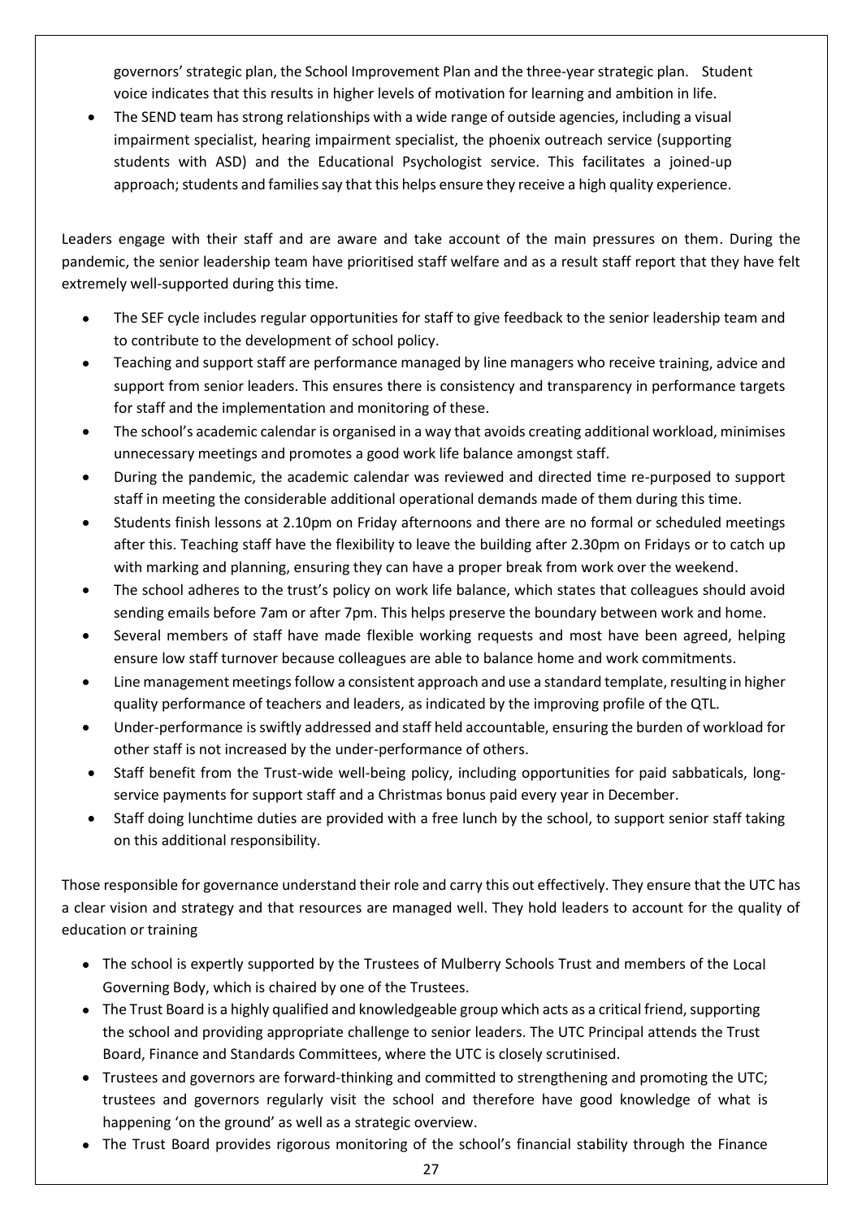governors' strategic plan, the School Improvement Plan and the three-year strategic plan. Student voice indicates that this results in higher levels of motivation for learning and ambition in life.

- The SEND team has strong relationships with a wide range of outside agencies, including a visual impairment specialist, hearing impairment specialist, the phoenix outreach service (supporting students with ASD) and the Educational Psychologist service. This facilitates a joined-up approach; students and families say that this helps ensure they receive a high quality experience.

Leaders engage with their staff and are aware and take account of the main pressures on them. During the pandemic, the senior leadership team have prioritised staff welfare and as a result staff report that they have felt extremely well-supported during this time.

- The SEF cycle includes regular opportunities for staff to give feedback to the senior leadership team and to contribute to the development of school policy.
- Teaching and support staff are performance managed by line managers who receive training, advice and support from senior leaders. This ensures there is consistency and transparency in performance targets for staff and the implementation and monitoring of these.
- The school's academic calendar is organised in a way that avoids creating additional workload, minimises unnecessary meetings and promotes a good work life balance amongst staff.
- During the pandemic, the academic calendar was reviewed and directed time re-purposed to support staff in meeting the considerable additional operational demands made of them during this time.
- Students finish lessons at 2.10pm on Friday afternoons and there are no formal or scheduled meetings after this. Teaching staff have the flexibility to leave the building after 2.30pm on Fridays or to catch up with marking and planning, ensuring they can have a proper break from work over the weekend.
- The school adheres to the trust's policy on work life balance, which states that colleagues should avoid sending emails before 7am or after 7pm. This helps preserve the boundary between work and home.
- Several members of staff have made flexible working requests and most have been agreed, helping ensure low staff turnover because colleagues are able to balance home and work commitments.
- Line management meetings follow a consistent approach and use a standard template, resulting in higher quality performance of teachers and leaders, as indicated by the improving profile of the QTL.
- Under-performance is swiftly addressed and staff held accountable, ensuring the burden of workload for other staff is not increased by the under-performance of others.
- Staff benefit from the Trust-wide well-being policy, including opportunities for paid sabbaticals, long-service payments for support staff and a Christmas bonus paid every year in December.
- Staff doing lunchtime duties are provided with a free lunch by the school, to support senior staff taking on this additional responsibility.

Those responsible for governance understand their role and carry this out effectively. They ensure that the UTC has a clear vision and strategy and that resources are managed well. They hold leaders to account for the quality of education or training

- The school is expertly supported by the Trustees of Mulberry Schools Trust and members of the Local Governing Body, which is chaired by one of the Trustees.
- The Trust Board is a highly qualified and knowledgeable group which acts as a critical friend, supporting the school and providing appropriate challenge to senior leaders. The UTC Principal attends the Trust Board, Finance and Standards Committees, where the UTC is closely scrutinised.
- Trustees and governors are forward-thinking and committed to strengthening and promoting the UTC; trustees and governors regularly visit the school and therefore have good knowledge of what is happening 'on the ground' as well as a strategic overview.
- The Trust Board provides rigorous monitoring of the school's financial stability through the Finance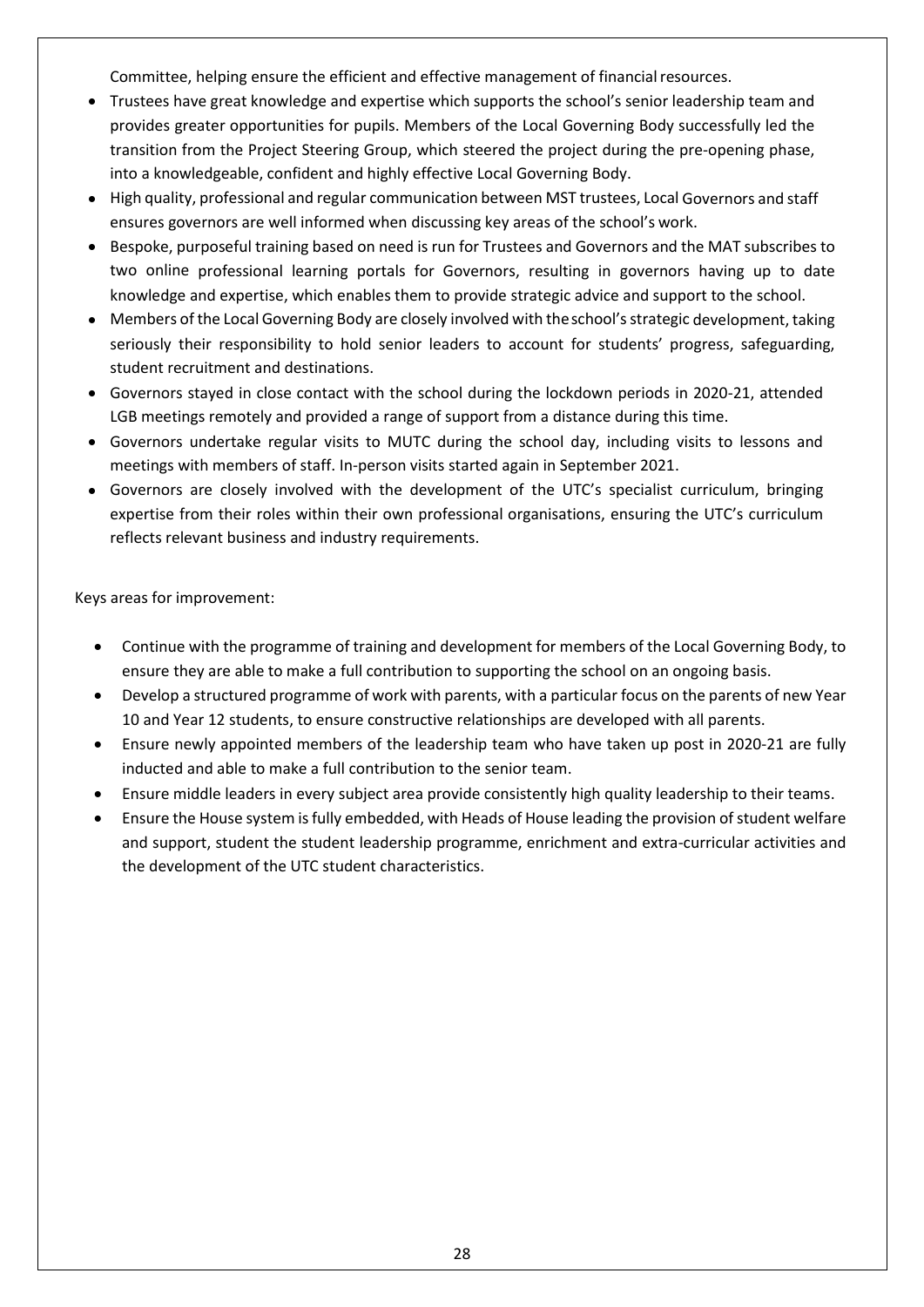Committee, helping ensure the efficient and effective management of financial resources.

- Trustees have great knowledge and expertise which supports the school's senior leadership team and provides greater opportunities for pupils. Members of the Local Governing Body successfully led the transition from the Project Steering Group, which steered the project during the pre-opening phase, into a knowledgeable, confident and highly effective Local Governing Body.
- High quality, professional and regular communication between MST trustees, Local Governors and staff ensures governors are well informed when discussing key areas of the school's work.
- Bespoke, purposeful training based on need is run for Trustees and Governors and the MAT subscribes to two online professional learning portals for Governors, resulting in governors having up to date knowledge and expertise, which enables them to provide strategic advice and support to the school.
- Members of the Local Governing Body are closely involved with the school's strategic development, taking seriously their responsibility to hold senior leaders to account for students' progress, safeguarding, student recruitment and destinations.
- Governors stayed in close contact with the school during the lockdown periods in 2020-21, attended LGB meetings remotely and provided a range of support from a distance during this time.
- Governors undertake regular visits to MUTC during the school day, including visits to lessons and meetings with members of staff. In-person visits started again in September 2021.
- Governors are closely involved with the development of the UTC's specialist curriculum, bringing expertise from their roles within their own professional organisations, ensuring the UTC's curriculum reflects relevant business and industry requirements.

Keys areas for improvement:

- Continue with the programme of training and development for members of the Local Governing Body, to ensure they are able to make a full contribution to supporting the school on an ongoing basis.
- Develop a structured programme of work with parents, with a particular focus on the parents of new Year 10 and Year 12 students, to ensure constructive relationships are developed with all parents.
- Ensure newly appointed members of the leadership team who have taken up post in 2020-21 are fully inducted and able to make a full contribution to the senior team.
- Ensure middle leaders in every subject area provide consistently high quality leadership to their teams.
- Ensure the House system is fully embedded, with Heads of House leading the provision of student welfare and support, student the student leadership programme, enrichment and extra-curricular activities and the development of the UTC student characteristics.